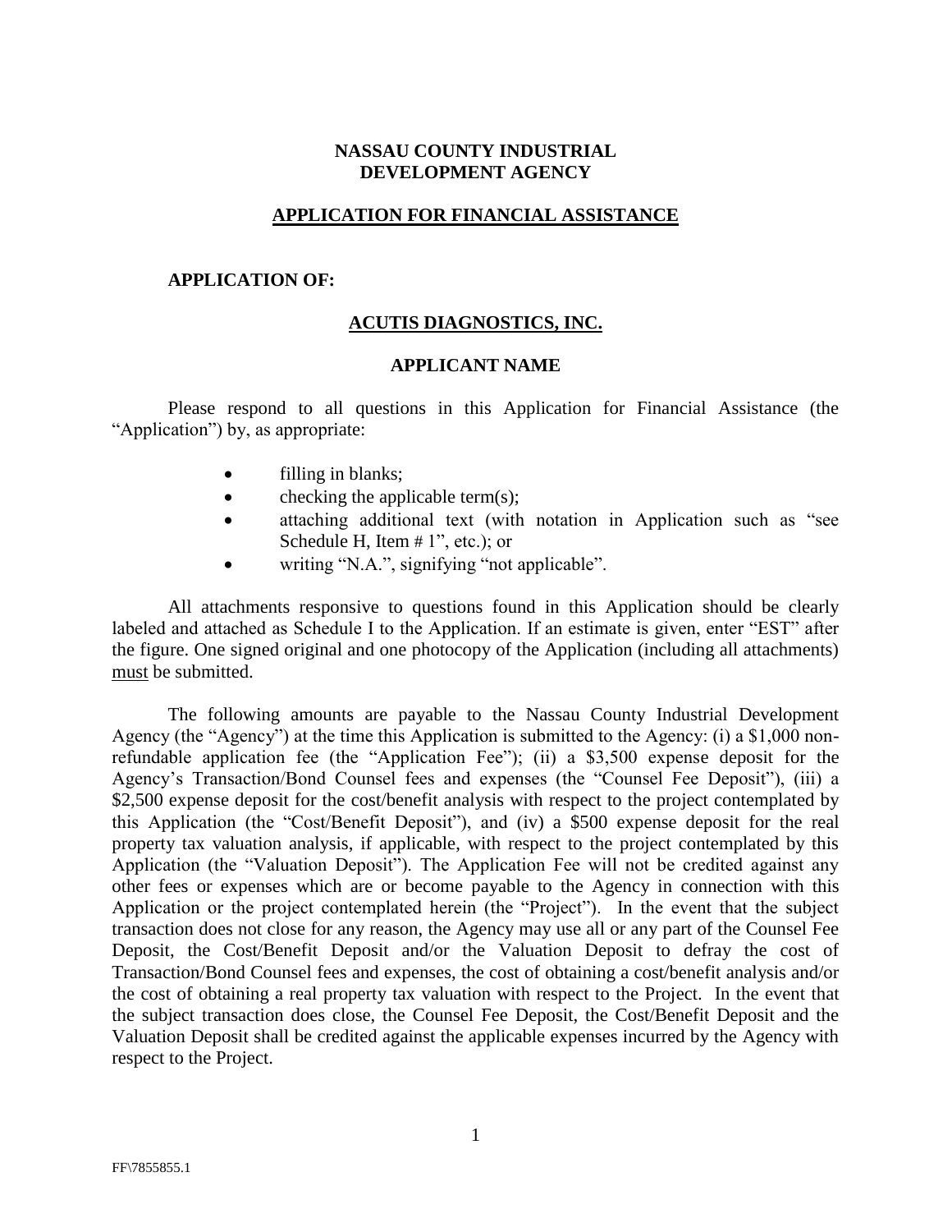**NASSAU COUNTY INDUSTRIAL DEVELOPMENT AGENCY**

**APPLICATION FOR FINANCIAL ASSISTANCE**

**APPLICATION OF:**

**ACUTIS DIAGNOSTICS, INC.**

**APPLICANT NAME**

Please respond to all questions in this Application for Financial Assistance (the "Application") by, as appropriate:

- filling in blanks;
- checking the applicable term(s);
- attaching additional text (with notation in Application such as "see Schedule H, Item # 1", etc.); or
- writing "N.A.", signifying "not applicable".

All attachments responsive to questions found in this Application should be clearly labeled and attached as Schedule I to the Application. If an estimate is given, enter "EST" after the figure. One signed original and one photocopy of the Application (including all attachments) must be submitted.

The following amounts are payable to the Nassau County Industrial Development Agency (the "Agency") at the time this Application is submitted to the Agency: (i) a $1,000 non-refundable application fee (the "Application Fee"); (ii) a $3,500 expense deposit for the Agency's Transaction/Bond Counsel fees and expenses (the "Counsel Fee Deposit"), (iii) a $2,500 expense deposit for the cost/benefit analysis with respect to the project contemplated by this Application (the "Cost/Benefit Deposit"), and (iv) a $500 expense deposit for the real property tax valuation analysis, if applicable, with respect to the project contemplated by this Application (the "Valuation Deposit"). The Application Fee will not be credited against any other fees or expenses which are or become payable to the Agency in connection with this Application or the project contemplated herein (the "Project"). In the event that the subject transaction does not close for any reason, the Agency may use all or any part of the Counsel Fee Deposit, the Cost/Benefit Deposit and/or the Valuation Deposit to defray the cost of Transaction/Bond Counsel fees and expenses, the cost of obtaining a cost/benefit analysis and/or the cost of obtaining a real property tax valuation with respect to the Project. In the event that the subject transaction does close, the Counsel Fee Deposit, the Cost/Benefit Deposit and the Valuation Deposit shall be credited against the applicable expenses incurred by the Agency with respect to the Project.

FF\7855855.1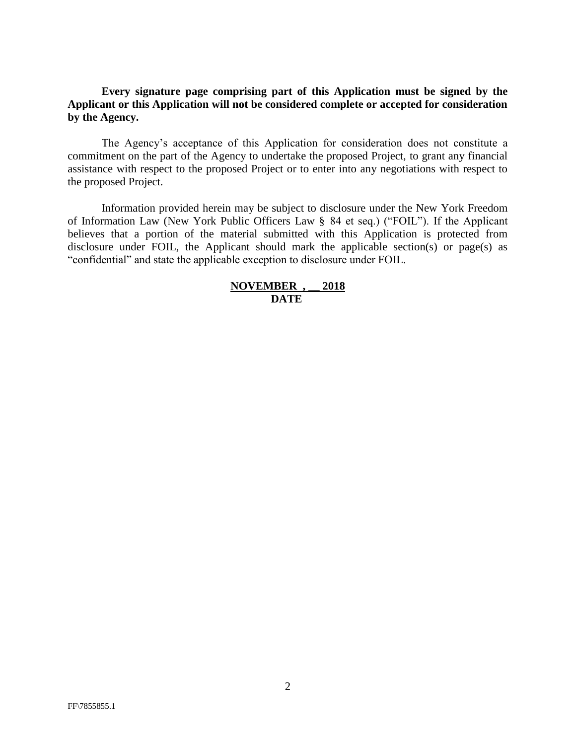**Every signature page comprising part of this Application must be signed by the Applicant or this Application will not be considered complete or accepted for consideration by the Agency.**

The Agency's acceptance of this Application for consideration does not constitute a commitment on the part of the Agency to undertake the proposed Project, to grant any financial assistance with respect to the proposed Project or to enter into any negotiations with respect to the proposed Project.

Information provided herein may be subject to disclosure under the New York Freedom of Information Law (New York Public Officers Law § 84 et seq.) ("FOIL"). If the Applicant believes that a portion of the material submitted with this Application is protected from disclosure under FOIL, the Applicant should mark the applicable section(s) or page(s) as "confidential" and state the applicable exception to disclosure under FOIL.

**NOVEMBER , __ 2018**
**DATE**

FF\7855855.1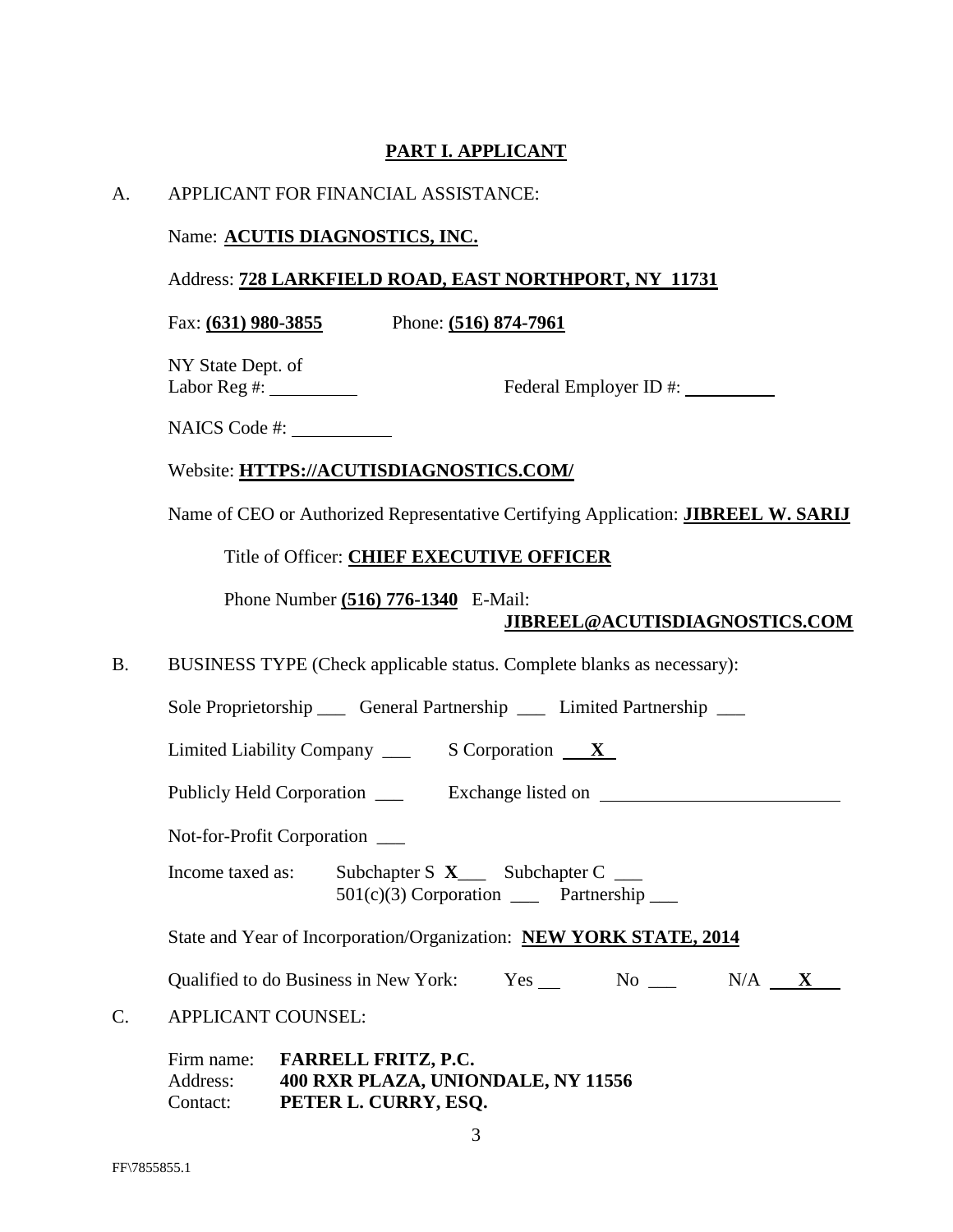## PART I. APPLICANT

A. APPLICANT FOR FINANCIAL ASSISTANCE:

Name: **ACUTIS DIAGNOSTICS, INC.**

Address: **728 LARKFIELD ROAD, EAST NORTHPORT, NY 11731**

Fax: **(631) 980-3855** Phone: **(516) 874-7961**

NY State Dept. of Labor Reg #: __________ Federal Employer ID #: __________

NAICS Code #: __________

Website: **HTTPS://ACUTISDIAGNOSTICS.COM/**

Name of CEO or Authorized Representative Certifying Application: **JIBREEL W. SARIJ**

Title of Officer: **CHIEF EXECUTIVE OFFICER**

Phone Number **(516) 776-1340** E-Mail: **JIBREEL@ACUTISDIAGNOSTICS.COM**

B. BUSINESS TYPE (Check applicable status. Complete blanks as necessary):

Sole Proprietorship ___ General Partnership ___ Limited Partnership ___

Limited Liability Company ___ S Corporation **X**

Publicly Held Corporation ___ Exchange listed on __________

Not-for-Profit Corporation ___

Income taxed as: Subchapter S **X** Subchapter C ___
501(c)(3) Corporation ___ Partnership ___

State and Year of Incorporation/Organization: **NEW YORK STATE, 2014**

Qualified to do Business in New York: Yes ___ No ___ N/A **X**

C. APPLICANT COUNSEL:

Firm name: **FARRELL FRITZ, P.C.**
Address: **400 RXR PLAZA, UNIONDALE, NY 11556**
Contact: **PETER L. CURRY, ESQ.**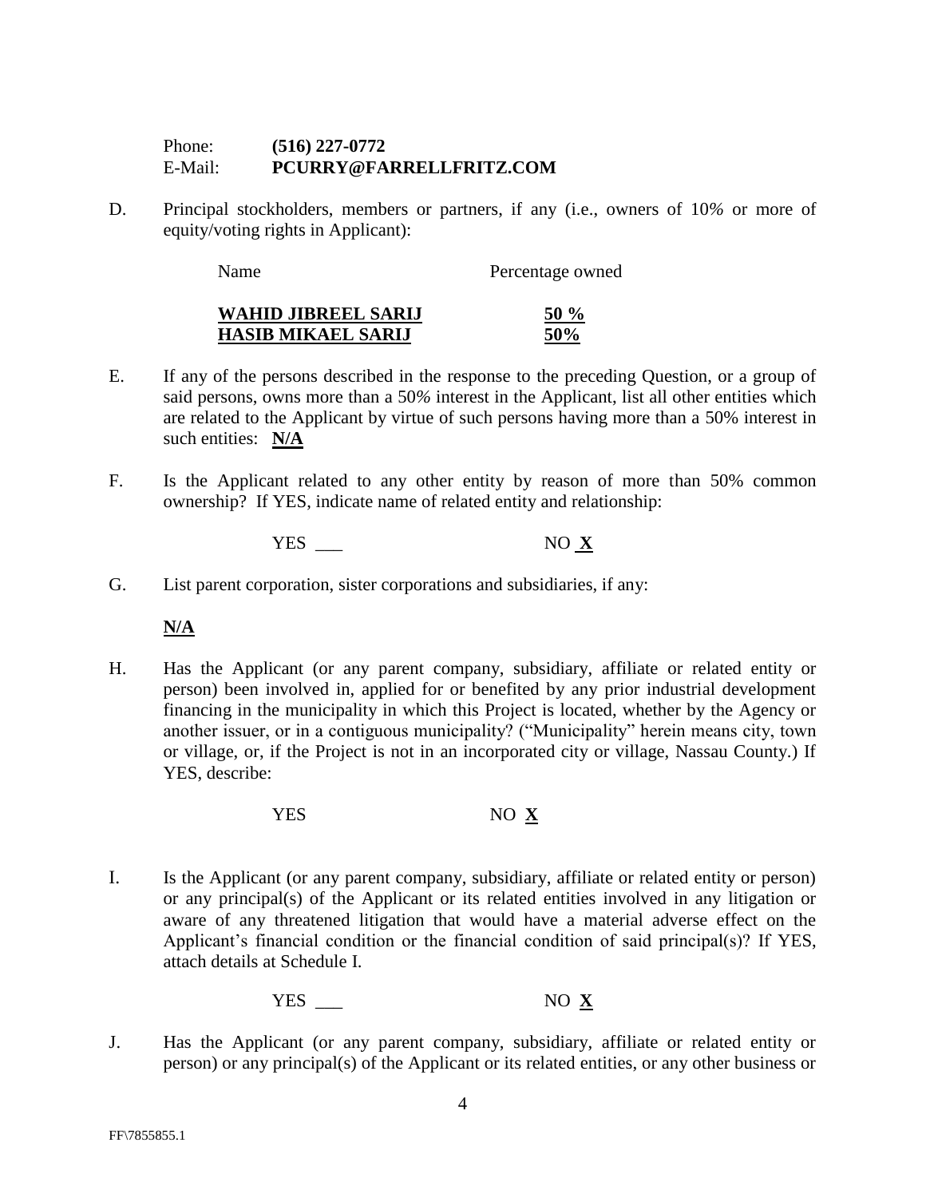Phone: **(516) 227-0772**
E-Mail: **PCURRY@FARRELLFRITZ.COM**

D. Principal stockholders, members or partners, if any (i.e., owners of 10% or more of equity/voting rights in Applicant):

| Name | Percentage owned |
| --- | --- |
| **WAHID JIBREEL SARIJ** | **50 %** |
| **HASIB MIKAEL SARIJ** | **50%** |

E. If any of the persons described in the response to the preceding Question, or a group of said persons, owns more than a 50% interest in the Applicant, list all other entities which are related to the Applicant by virtue of such persons having more than a 50% interest in such entities: **N/A**

F. Is the Applicant related to any other entity by reason of more than 50% common ownership? If YES, indicate name of related entity and relationship:

YES ___ NO **X**

G. List parent corporation, sister corporations and subsidiaries, if any:

**N/A**

H. Has the Applicant (or any parent company, subsidiary, affiliate or related entity or person) been involved in, applied for or benefited by any prior industrial development financing in the municipality in which this Project is located, whether by the Agency or another issuer, or in a contiguous municipality? ("Municipality" herein means city, town or village, or, if the Project is not in an incorporated city or village, Nassau County.) If YES, describe:

YES NO **X**

I. Is the Applicant (or any parent company, subsidiary, affiliate or related entity or person) or any principal(s) of the Applicant or its related entities involved in any litigation or aware of any threatened litigation that would have a material adverse effect on the Applicant's financial condition or the financial condition of said principal(s)? If YES, attach details at Schedule I.

YES ___ NO **X**

J. Has the Applicant (or any parent company, subsidiary, affiliate or related entity or person) or any principal(s) of the Applicant or its related entities, or any other business or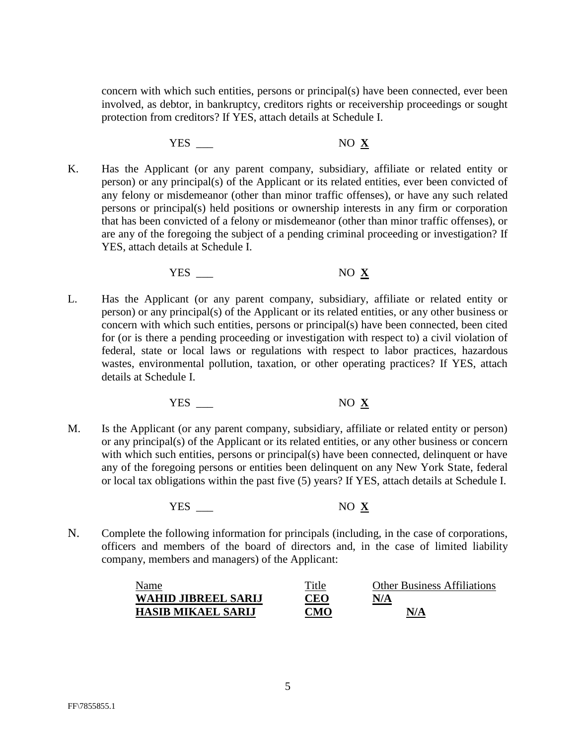concern with which such entities, persons or principal(s) have been connected, ever been involved, as debtor, in bankruptcy, creditors rights or receivership proceedings or sought protection from creditors? If YES, attach details at Schedule I.

YES ___ NO **X**

K. Has the Applicant (or any parent company, subsidiary, affiliate or related entity or person) or any principal(s) of the Applicant or its related entities, ever been convicted of any felony or misdemeanor (other than minor traffic offenses), or have any such related persons or principal(s) held positions or ownership interests in any firm or corporation that has been convicted of a felony or misdemeanor (other than minor traffic offenses), or are any of the foregoing the subject of a pending criminal proceeding or investigation? If YES, attach details at Schedule I.

YES ___ NO **X**

L. Has the Applicant (or any parent company, subsidiary, affiliate or related entity or person) or any principal(s) of the Applicant or its related entities, or any other business or concern with which such entities, persons or principal(s) have been connected, been cited for (or is there a pending proceeding or investigation with respect to) a civil violation of federal, state or local laws or regulations with respect to labor practices, hazardous wastes, environmental pollution, taxation, or other operating practices? If YES, attach details at Schedule I.

YES ___ NO **X**

M. Is the Applicant (or any parent company, subsidiary, affiliate or related entity or person) or any principal(s) of the Applicant or its related entities, or any other business or concern with which such entities, persons or principal(s) have been connected, delinquent or have any of the foregoing persons or entities been delinquent on any New York State, federal or local tax obligations within the past five (5) years? If YES, attach details at Schedule I.

YES ___ NO **X**

N. Complete the following information for principals (including, in the case of corporations, officers and members of the board of directors and, in the case of limited liability company, members and managers) of the Applicant:

| Name | Title | Other Business Affiliations |
|---|---|---|
| **WAHID JIBREEL SARIJ** | **CEO** | **N/A** |
| **HASIB MIKAEL SARIJ** | **CMO** | **N/A** |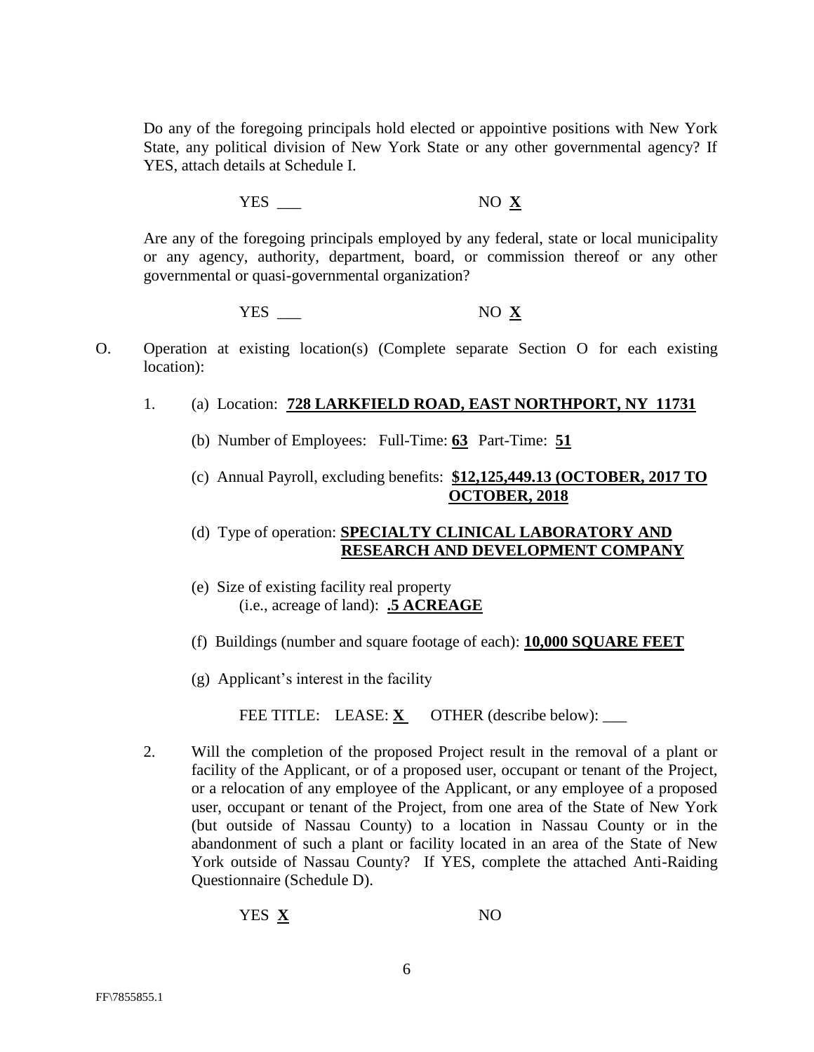Do any of the foregoing principals hold elected or appointive positions with New York State, any political division of New York State or any other governmental agency? If YES, attach details at Schedule I.

YES ___ NO **X**

Are any of the foregoing principals employed by any federal, state or local municipality or any agency, authority, department, board, or commission thereof or any other governmental or quasi-governmental organization?

YES ___ NO **X**

O. Operation at existing location(s) (Complete separate Section O for each existing location):

1. (a) Location: **728 LARKFIELD ROAD, EAST NORTHPORT, NY 11731**

   (b) Number of Employees: Full-Time: **63** Part-Time: **51**

   (c) Annual Payroll, excluding benefits: **$12,125,449.13 (OCTOBER, 2017 TO OCTOBER, 2018**

   (d) Type of operation: **SPECIALTY CLINICAL LABORATORY AND RESEARCH AND DEVELOPMENT COMPANY**

   (e) Size of existing facility real property (i.e., acreage of land): **.5 ACREAGE**

   (f) Buildings (number and square footage of each): **10,000 SQUARE FEET**

   (g) Applicant's interest in the facility

   FEE TITLE: LEASE: **X** OTHER (describe below): ___

2. Will the completion of the proposed Project result in the removal of a plant or facility of the Applicant, or of a proposed user, occupant or tenant of the Project, or a relocation of any employee of the Applicant, or any employee of a proposed user, occupant or tenant of the Project, from one area of the State of New York (but outside of Nassau County) to a location in Nassau County or in the abandonment of such a plant or facility located in an area of the State of New York outside of Nassau County? If YES, complete the attached Anti-Raiding Questionnaire (Schedule D).

   YES **X** NO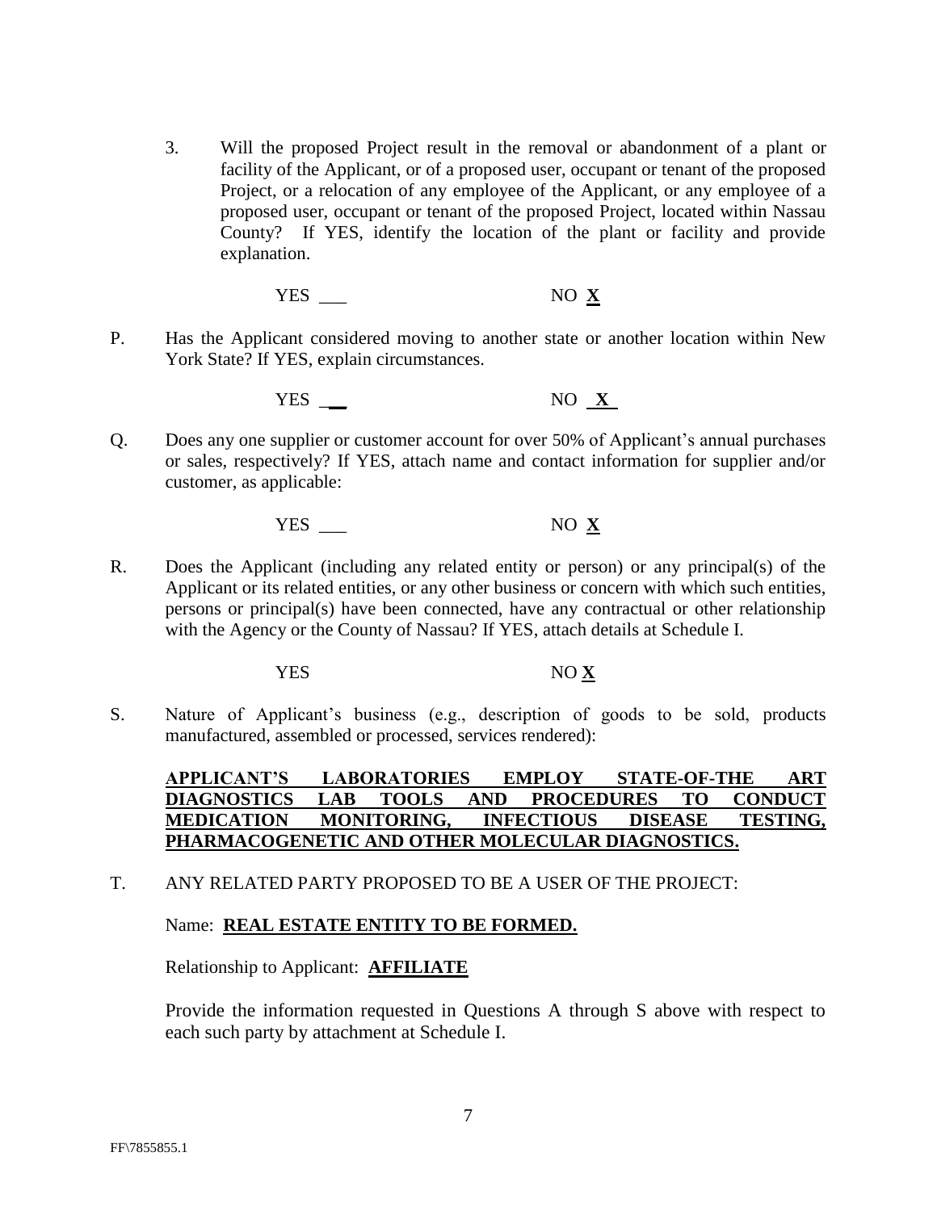3. Will the proposed Project result in the removal or abandonment of a plant or facility of the Applicant, or of a proposed user, occupant or tenant of the proposed Project, or a relocation of any employee of the Applicant, or any employee of a proposed user, occupant or tenant of the proposed Project, located within Nassau County? If YES, identify the location of the plant or facility and provide explanation.

   YES ___ NO **X**

P. Has the Applicant considered moving to another state or another location within New York State? If YES, explain circumstances.

   YES ___ NO **X**

Q. Does any one supplier or customer account for over 50% of Applicant's annual purchases or sales, respectively? If YES, attach name and contact information for supplier and/or customer, as applicable:

   YES ___ NO **X**

R. Does the Applicant (including any related entity or person) or any principal(s) of the Applicant or its related entities, or any other business or concern with which such entities, persons or principal(s) have been connected, have any contractual or other relationship with the Agency or the County of Nassau? If YES, attach details at Schedule I.

   YES NO **X**

S. Nature of Applicant's business (e.g., description of goods to be sold, products manufactured, assembled or processed, services rendered):

   **APPLICANT'S LABORATORIES EMPLOY STATE-OF-THE ART DIAGNOSTICS LAB TOOLS AND PROCEDURES TO CONDUCT MEDICATION MONITORING, INFECTIOUS DISEASE TESTING, PHARMACOGENETIC AND OTHER MOLECULAR DIAGNOSTICS.**

T. ANY RELATED PARTY PROPOSED TO BE A USER OF THE PROJECT:

   Name: **REAL ESTATE ENTITY TO BE FORMED.**

   Relationship to Applicant: **AFFILIATE**

   Provide the information requested in Questions A through S above with respect to each such party by attachment at Schedule I.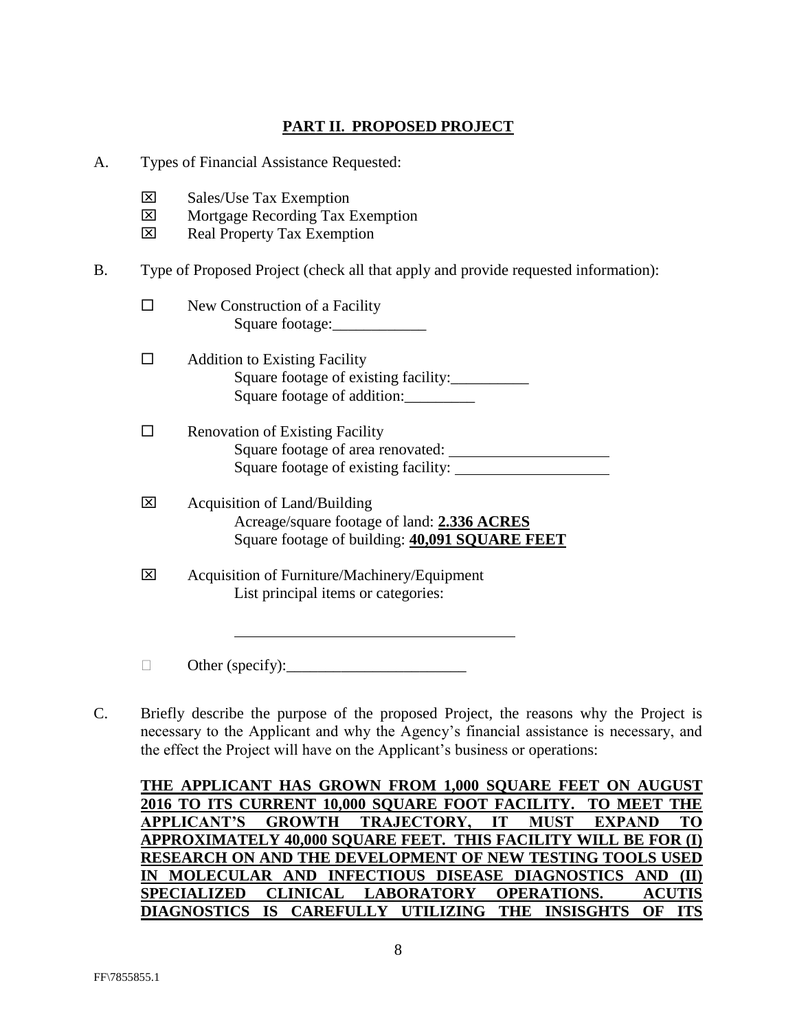## PART II. PROPOSED PROJECT

A. Types of Financial Assistance Requested:

- ☒ Sales/Use Tax Exemption
- ☒ Mortgage Recording Tax Exemption
- ☒ Real Property Tax Exemption

B. Type of Proposed Project (check all that apply and provide requested information):

- ☐ New Construction of a Facility
  - Square footage:____________
- ☐ Addition to Existing Facility
  - Square footage of existing facility:__________
  - Square footage of addition:_________
- ☐ Renovation of Existing Facility
  - Square footage of area renovated: ____________________
  - Square footage of existing facility: ____________________
- ☒ Acquisition of Land/Building
  - Acreage/square footage of land: **2.336 ACRES**
  - Square footage of building: **40,091 SQUARE FEET**
- ☒ Acquisition of Furniture/Machinery/Equipment
  - List principal items or categories:
  - ____________________________________
- ☐ Other (specify):_______________________

C. Briefly describe the purpose of the proposed Project, the reasons why the Project is necessary to the Applicant and why the Agency's financial assistance is necessary, and the effect the Project will have on the Applicant's business or operations:

**THE APPLICANT HAS GROWN FROM 1,000 SQUARE FEET ON AUGUST 2016 TO ITS CURRENT 10,000 SQUARE FOOT FACILITY. TO MEET THE APPLICANT'S GROWTH TRAJECTORY, IT MUST EXPAND TO APPROXIMATELY 40,000 SQUARE FEET. THIS FACILITY WILL BE FOR (I) RESEARCH ON AND THE DEVELOPMENT OF NEW TESTING TOOLS USED IN MOLECULAR AND INFECTIOUS DISEASE DIAGNOSTICS AND (II) SPECIALIZED CLINICAL LABORATORY OPERATIONS. ACUTIS DIAGNOSTICS IS CAREFULLY UTILIZING THE INSISGHTS OF ITS**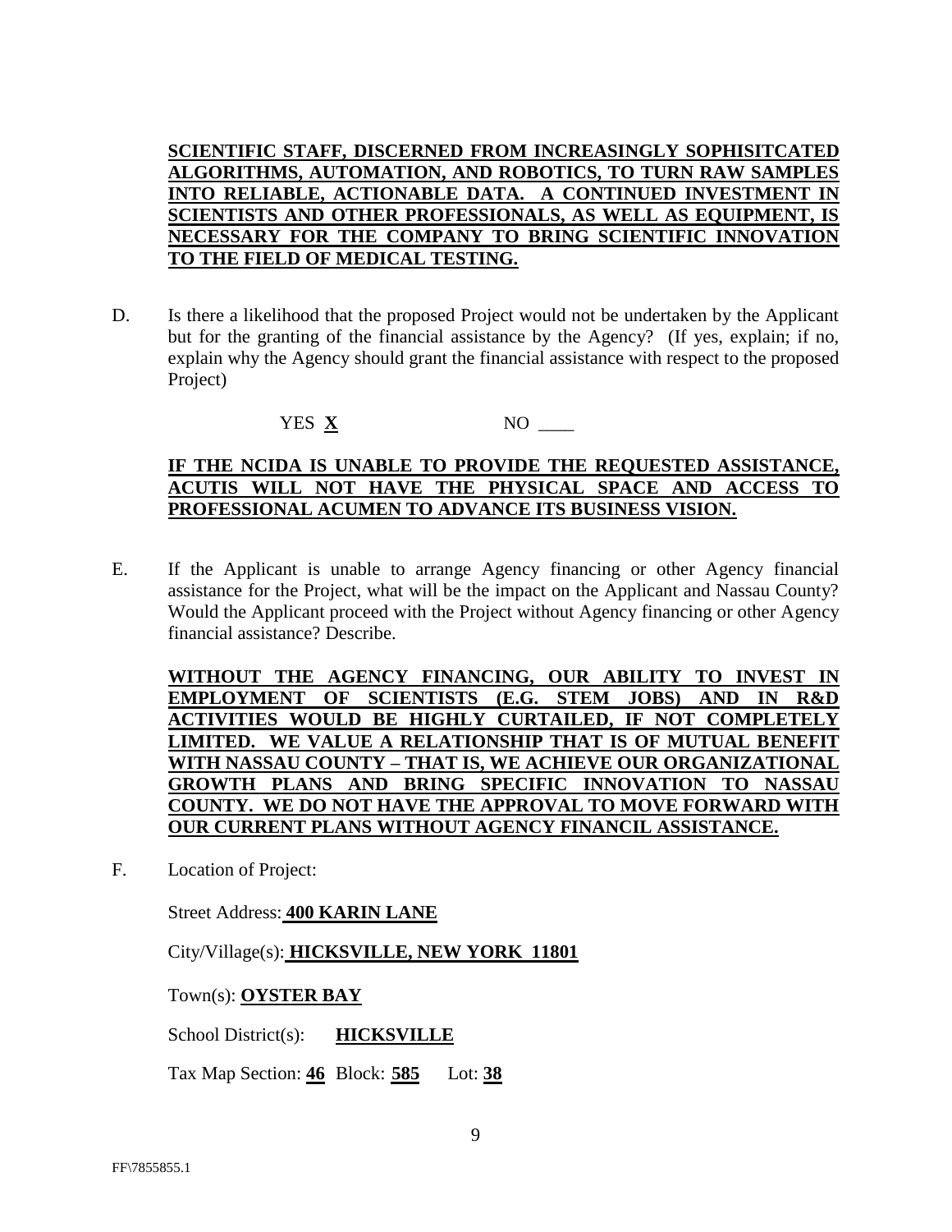**SCIENTIFIC STAFF, DISCERNED FROM INCREASINGLY SOPHISITCATED ALGORITHMS, AUTOMATION, AND ROBOTICS, TO TURN RAW SAMPLES INTO RELIABLE, ACTIONABLE DATA. A CONTINUED INVESTMENT IN SCIENTISTS AND OTHER PROFESSIONALS, AS WELL AS EQUIPMENT, IS NECESSARY FOR THE COMPANY TO BRING SCIENTIFIC INNOVATION TO THE FIELD OF MEDICAL TESTING.**

D. Is there a likelihood that the proposed Project would not be undertaken by the Applicant but for the granting of the financial assistance by the Agency? (If yes, explain; if no, explain why the Agency should grant the financial assistance with respect to the proposed Project)

YES **X** NO ____

**IF THE NCIDA IS UNABLE TO PROVIDE THE REQUESTED ASSISTANCE, ACUTIS WILL NOT HAVE THE PHYSICAL SPACE AND ACCESS TO PROFESSIONAL ACUMEN TO ADVANCE ITS BUSINESS VISION.**

E. If the Applicant is unable to arrange Agency financing or other Agency financial assistance for the Project, what will be the impact on the Applicant and Nassau County? Would the Applicant proceed with the Project without Agency financing or other Agency financial assistance? Describe.

**WITHOUT THE AGENCY FINANCING, OUR ABILITY TO INVEST IN EMPLOYMENT OF SCIENTISTS (E.G. STEM JOBS) AND IN R&D ACTIVITIES WOULD BE HIGHLY CURTAILED, IF NOT COMPLETELY LIMITED. WE VALUE A RELATIONSHIP THAT IS OF MUTUAL BENEFIT WITH NASSAU COUNTY – THAT IS, WE ACHIEVE OUR ORGANIZATIONAL GROWTH PLANS AND BRING SPECIFIC INNOVATION TO NASSAU COUNTY. WE DO NOT HAVE THE APPROVAL TO MOVE FORWARD WITH OUR CURRENT PLANS WITHOUT AGENCY FINANCIL ASSISTANCE.**

F. Location of Project:

Street Address: **400 KARIN LANE**

City/Village(s): **HICKSVILLE, NEW YORK 11801**

Town(s): **OYSTER BAY**

School District(s): **HICKSVILLE**

Tax Map Section: **46** Block: **585** Lot: **38**

FF\7855855.1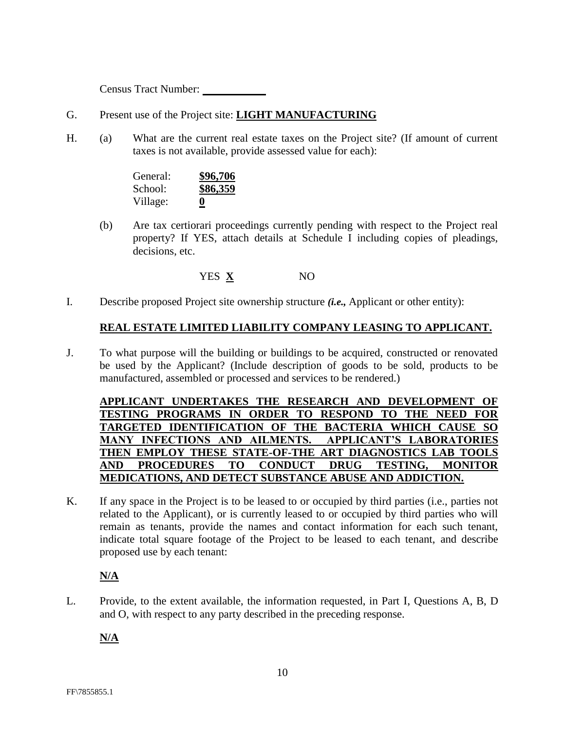Census Tract Number: ___________

G. Present use of the Project site: **LIGHT MANUFACTURING**

H. (a) What are the current real estate taxes on the Project site? (If amount of current taxes is not available, provide assessed value for each):

| | |
|---|---|
| General: | **$96,706** |
| School: | **$86,359** |
| Village: | **0** |

(b) Are tax certiorari proceedings currently pending with respect to the Project real property? If YES, attach details at Schedule I including copies of pleadings, decisions, etc.

YES **X** NO

I. Describe proposed Project site ownership structure ***(i.e.,*** Applicant or other entity):

**REAL ESTATE LIMITED LIABILITY COMPANY LEASING TO APPLICANT.**

J. To what purpose will the building or buildings to be acquired, constructed or renovated be used by the Applicant? (Include description of goods to be sold, products to be manufactured, assembled or processed and services to be rendered.)

**APPLICANT UNDERTAKES THE RESEARCH AND DEVELOPMENT OF TESTING PROGRAMS IN ORDER TO RESPOND TO THE NEED FOR TARGETED IDENTIFICATION OF THE BACTERIA WHICH CAUSE SO MANY INFECTIONS AND AILMENTS. APPLICANT'S LABORATORIES THEN EMPLOY THESE STATE-OF-THE ART DIAGNOSTICS LAB TOOLS AND PROCEDURES TO CONDUCT DRUG TESTING, MONITOR MEDICATIONS, AND DETECT SUBSTANCE ABUSE AND ADDICTION.**

K. If any space in the Project is to be leased to or occupied by third parties (i.e., parties not related to the Applicant), or is currently leased to or occupied by third parties who will remain as tenants, provide the names and contact information for each such tenant, indicate total square footage of the Project to be leased to each tenant, and describe proposed use by each tenant:

**N/A**

L. Provide, to the extent available, the information requested, in Part I, Questions A, B, D and O, with respect to any party described in the preceding response.

**N/A**

FF\7855855.1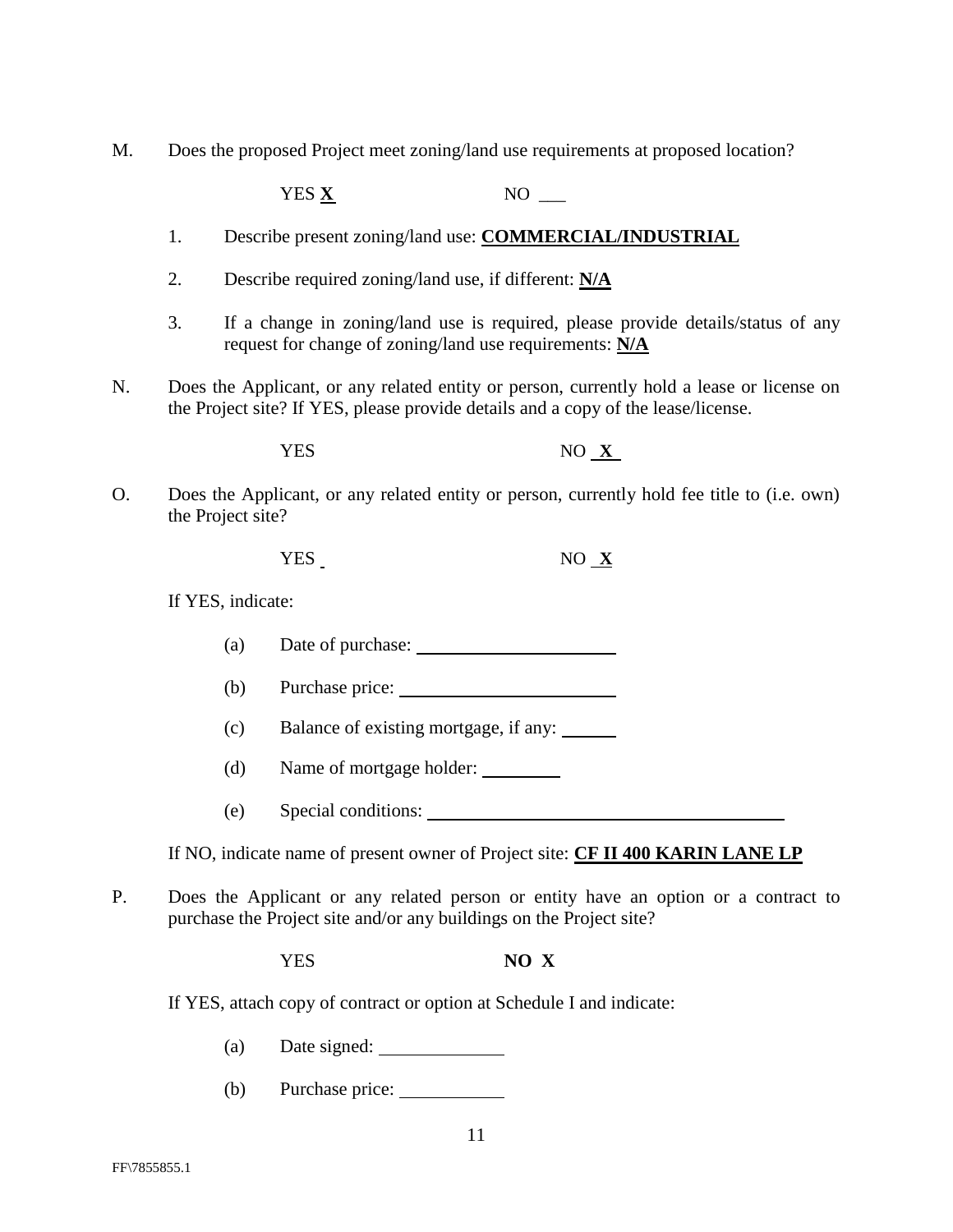M. Does the proposed Project meet zoning/land use requirements at proposed location?

YES **X** NO ___

1. Describe present zoning/land use: **COMMERCIAL/INDUSTRIAL**

2. Describe required zoning/land use, if different: **N/A**

3. If a change in zoning/land use is required, please provide details/status of any request for change of zoning/land use requirements: **N/A**

N. Does the Applicant, or any related entity or person, currently hold a lease or license on the Project site? If YES, please provide details and a copy of the lease/license.

YES NO **X**

O. Does the Applicant, or any related entity or person, currently hold fee title to (i.e. own) the Project site?

YES NO **X**

If YES, indicate:

(a) Date of purchase: ______________________

(b) Purchase price: ______________________

(c) Balance of existing mortgage, if any: ______

(d) Name of mortgage holder: ________

(e) Special conditions: ______________________________________

If NO, indicate name of present owner of Project site: **CF II 400 KARIN LANE LP**

P. Does the Applicant or any related person or entity have an option or a contract to purchase the Project site and/or any buildings on the Project site?

YES **NO X**

If YES, attach copy of contract or option at Schedule I and indicate:

(a) Date signed: _____________

(b) Purchase price: ___________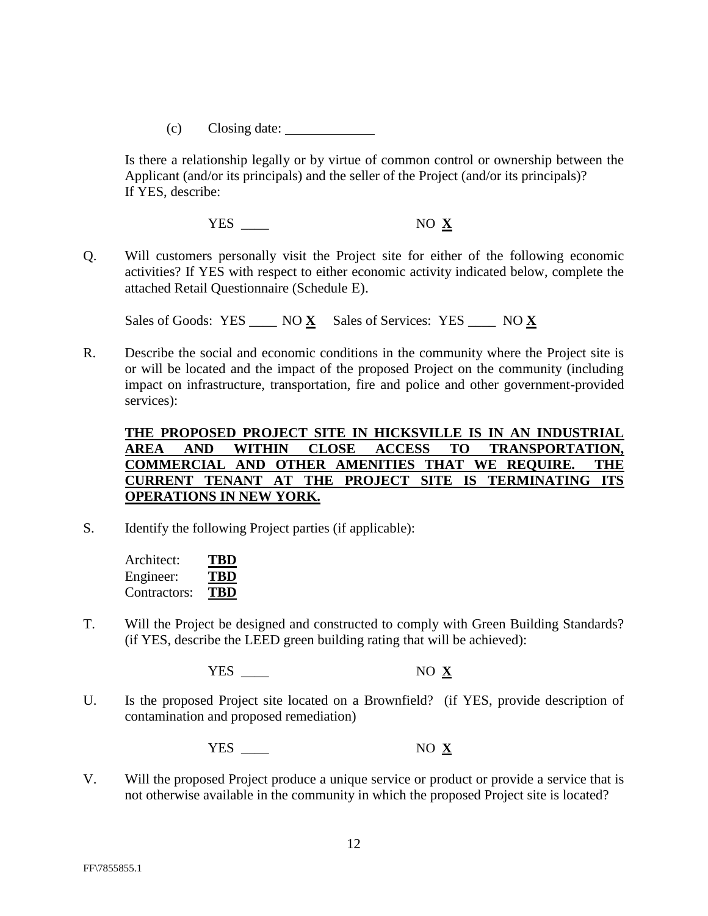(c) Closing date: ____________

Is there a relationship legally or by virtue of common control or ownership between the Applicant (and/or its principals) and the seller of the Project (and/or its principals)? If YES, describe:

YES ____ NO **X**

Q. Will customers personally visit the Project site for either of the following economic activities? If YES with respect to either economic activity indicated below, complete the attached Retail Questionnaire (Schedule E).

Sales of Goods: YES ____ NO **X** Sales of Services: YES ____ NO **X**

R. Describe the social and economic conditions in the community where the Project site is or will be located and the impact of the proposed Project on the community (including impact on infrastructure, transportation, fire and police and other government-provided services):

**THE PROPOSED PROJECT SITE IN HICKSVILLE IS IN AN INDUSTRIAL AREA AND WITHIN CLOSE ACCESS TO TRANSPORTATION, COMMERCIAL AND OTHER AMENITIES THAT WE REQUIRE. THE CURRENT TENANT AT THE PROJECT SITE IS TERMINATING ITS OPERATIONS IN NEW YORK.**

S. Identify the following Project parties (if applicable):

Architect: **TBD**
Engineer: **TBD**
Contractors: **TBD**

T. Will the Project be designed and constructed to comply with Green Building Standards? (if YES, describe the LEED green building rating that will be achieved):

YES ____ NO **X**

U. Is the proposed Project site located on a Brownfield? (if YES, provide description of contamination and proposed remediation)

YES ____ NO **X**

V. Will the proposed Project produce a unique service or product or provide a service that is not otherwise available in the community in which the proposed Project site is located?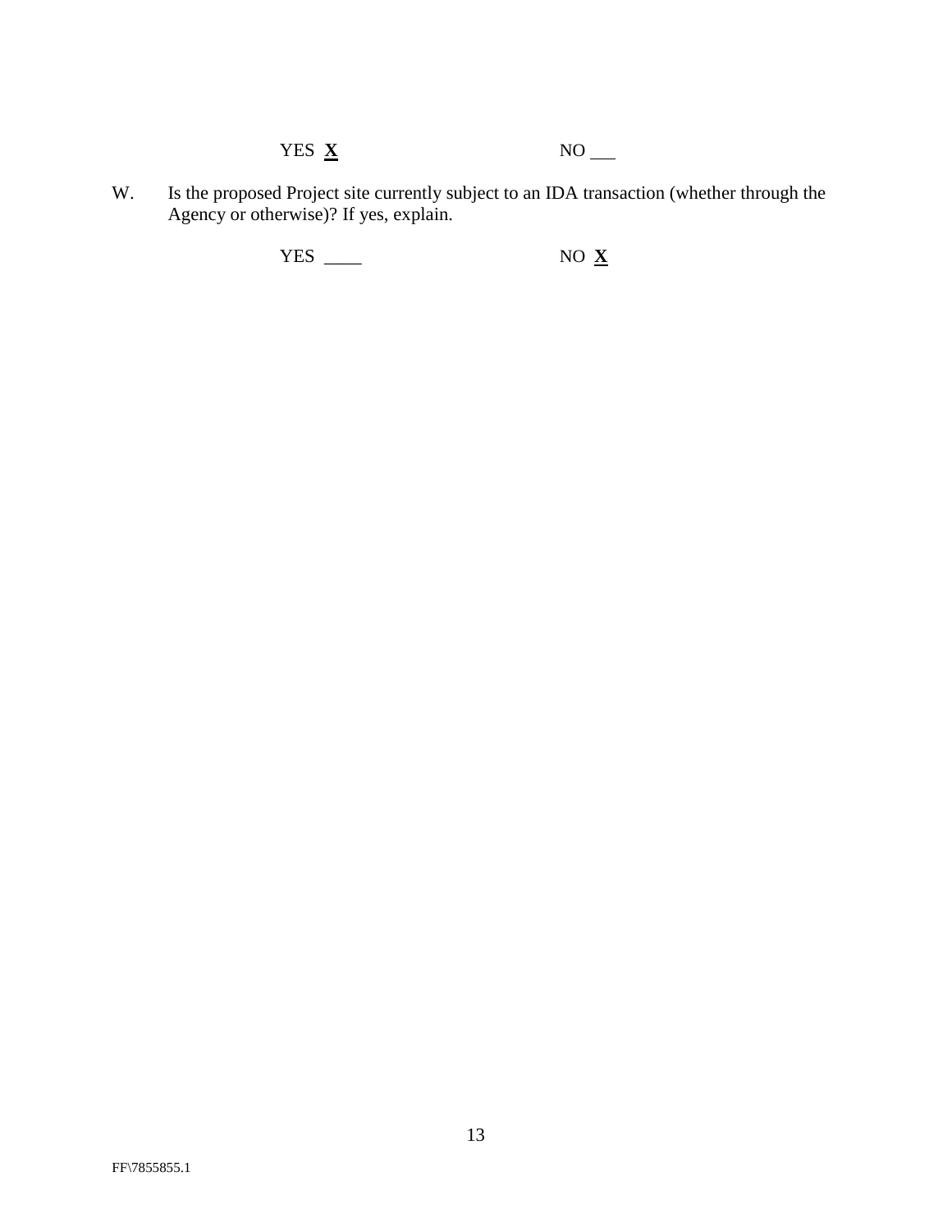YES **X** NO ___

W. Is the proposed Project site currently subject to an IDA transaction (whether through the Agency or otherwise)? If yes, explain.

YES ____ NO **X**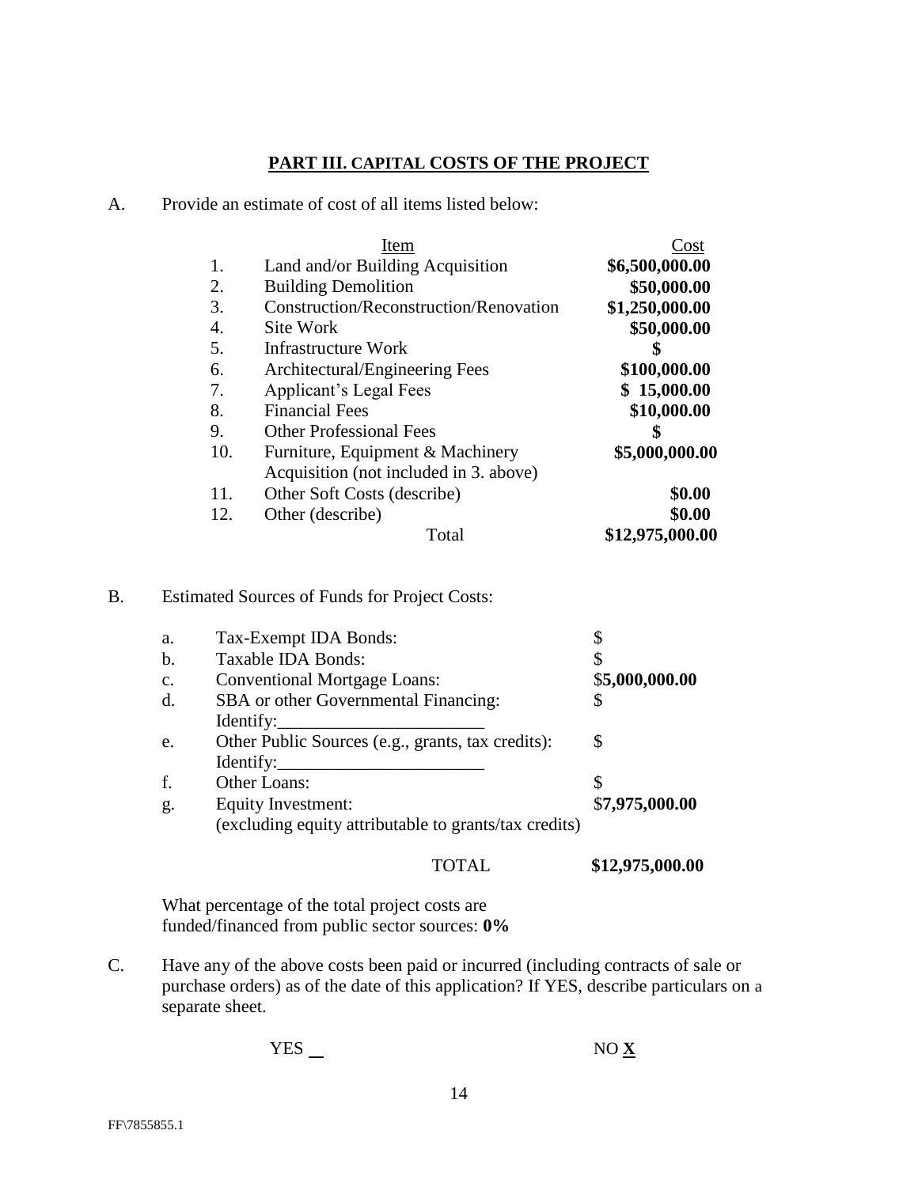## PART III. CAPITAL COSTS OF THE PROJECT

A. Provide an estimate of cost of all items listed below:

| | Item | Cost |
|---|---|---|
| 1. | Land and/or Building Acquisition | **$6,500,000.00** |
| 2. | Building Demolition | **$50,000.00** |
| 3. | Construction/Reconstruction/Renovation | **$1,250,000.00** |
| 4. | Site Work | **$50,000.00** |
| 5. | Infrastructure Work | **$** |
| 6. | Architectural/Engineering Fees | **$100,000.00** |
| 7. | Applicant's Legal Fees | **$ 15,000.00** |
| 8. | Financial Fees | **$10,000.00** |
| 9. | Other Professional Fees | **$** |
| 10. | Furniture, Equipment & Machinery Acquisition (not included in 3. above) | **$5,000,000.00** |
| 11. | Other Soft Costs (describe) | **$0.00** |
| 12. | Other (describe) | **$0.00** |
| | Total | **$12,975,000.00** |

B. Estimated Sources of Funds for Project Costs:

| | | |
|---|---|---|
| a. | Tax-Exempt IDA Bonds: | $ |
| b. | Taxable IDA Bonds: | $ |
| c. | Conventional Mortgage Loans: | $**5,000,000.00** |
| d. | SBA or other Governmental Financing: Identify:_______________________ | $ |
| e. | Other Public Sources (e.g., grants, tax credits): Identify:_______________________ | $ |
| f. | Other Loans: | $ |
| g. | Equity Investment: (excluding equity attributable to grants/tax credits) | $**7,975,000.00** |
| | TOTAL | **$12,975,000.00** |

What percentage of the total project costs are funded/financed from public sector sources: **0%**

C. Have any of the above costs been paid or incurred (including contracts of sale or purchase orders) as of the date of this application? If YES, describe particulars on a separate sheet.

YES __ NO **X**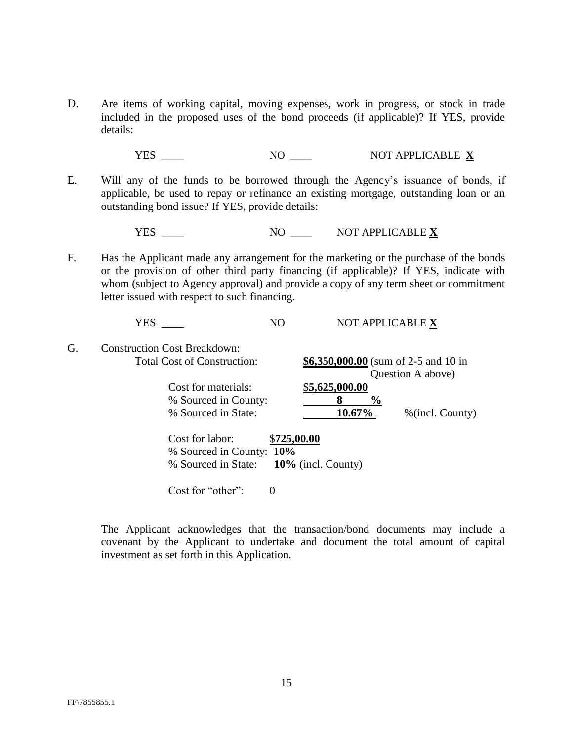D. Are items of working capital, moving expenses, work in progress, or stock in trade included in the proposed uses of the bond proceeds (if applicable)? If YES, provide details:

YES ____ NO ____ NOT APPLICABLE **X**

E. Will any of the funds to be borrowed through the Agency's issuance of bonds, if applicable, be used to repay or refinance an existing mortgage, outstanding loan or an outstanding bond issue? If YES, provide details:

YES ____ NO ____ NOT APPLICABLE **X**

F. Has the Applicant made any arrangement for the marketing or the purchase of the bonds or the provision of other third party financing (if applicable)? If YES, indicate with whom (subject to Agency approval) and provide a copy of any term sheet or commitment letter issued with respect to such financing.

YES ____ NO NOT APPLICABLE **X**

G. Construction Cost Breakdown:

Total Cost of Construction: **$6,350,000.00** (sum of 2-5 and 10 in Question A above)

Cost for materials: $**5,625,000.00**
% Sourced in County: **8 %**
% Sourced in State: **10.67%** %(incl. County)

Cost for labor: $**725,00.00**
% Sourced in County: 1**0%**
% Sourced in State: **10%** (incl. County)

Cost for "other": 0

The Applicant acknowledges that the transaction/bond documents may include a covenant by the Applicant to undertake and document the total amount of capital investment as set forth in this Application.

FF\7855855.1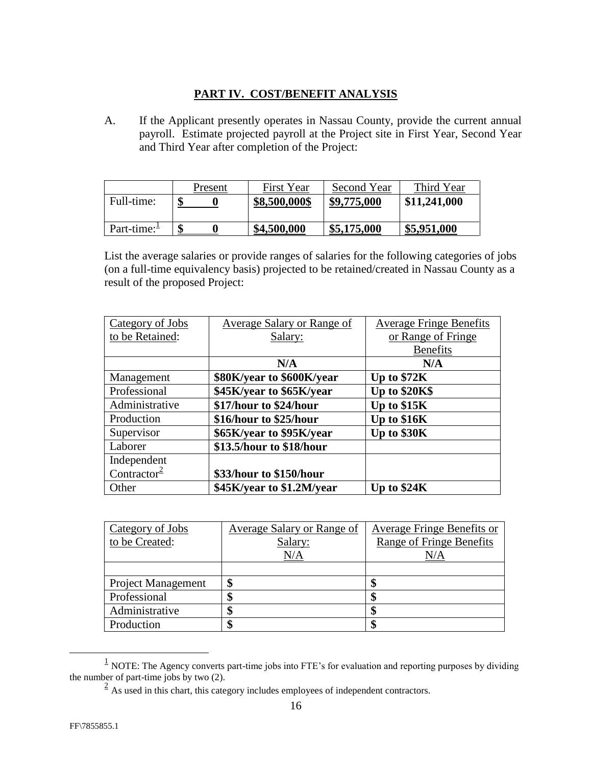## PART IV. COST/BENEFIT ANALYSIS

A. If the Applicant presently operates in Nassau County, provide the current annual payroll. Estimate projected payroll at the Project site in First Year, Second Year and Third Year after completion of the Project:

| | Present | First Year | Second Year | Third Year |
|---|---|---|---|---|
| Full-time: | **$ 0** | **$8,500,000$** | **$9,775,000** | **$11,241,000** |
| Part-time:[1] | **$ 0** | **$4,500,000** | **$5,175,000** | **$5,951,000** |

List the average salaries or provide ranges of salaries for the following categories of jobs (on a full-time equivalency basis) projected to be retained/created in Nassau County as a result of the proposed Project:

| Category of Jobs to be Retained: | Average Salary or Range of Salary: | Average Fringe Benefits or Range of Fringe Benefits |
|---|---|---|
| | **N/A** | **N/A** |
| Management | **$80K/year to $600K/year** | **Up to $72K** |
| Professional | **$45K/year to $65K/year** | **Up to $20K$** |
| Administrative | **$17/hour to $24/hour** | **Up to $15K** |
| Production | **$16/hour to $25/hour** | **Up to $16K** |
| Supervisor | **$65K/year to $95K/year** | **Up to $30K** |
| Laborer | **$13.5/hour to $18/hour** | |
| Independent Contractor[2] | **$33/hour to $150/hour** | |
| Other | **$45K/year to $1.2M/year** | **Up to $24K** |

| Category of Jobs to be Created: | Average Salary or Range of Salary: N/A | Average Fringe Benefits or Range of Fringe Benefits N/A |
|---|---|---|
| | | |
| Project Management | **$** | **$** |
| Professional | **$** | **$** |
| Administrative | **$** | **$** |
| Production | **$** | **$** |

[1] NOTE: The Agency converts part-time jobs into FTE's for evaluation and reporting purposes by dividing the number of part-time jobs by two (2).

[2] As used in this chart, this category includes employees of independent contractors.

FF\7855855.1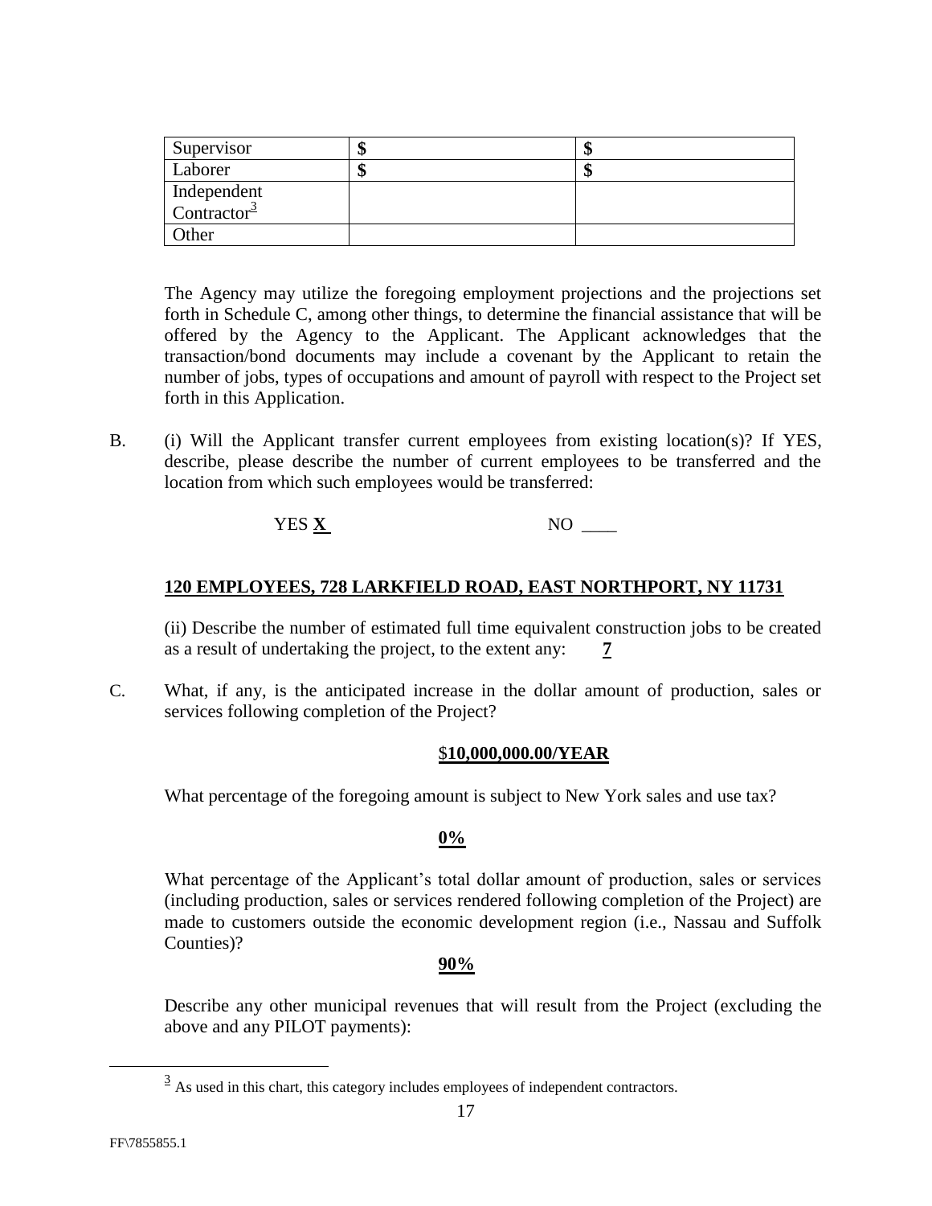| | | |
|---|---|---|
| Supervisor | $ | $ |
| Laborer | $ | $ |
| Independent Contractor[3] | | |
| Other | | |

The Agency may utilize the foregoing employment projections and the projections set forth in Schedule C, among other things, to determine the financial assistance that will be offered by the Agency to the Applicant. The Applicant acknowledges that the transaction/bond documents may include a covenant by the Applicant to retain the number of jobs, types of occupations and amount of payroll with respect to the Project set forth in this Application.

B. (i) Will the Applicant transfer current employees from existing location(s)? If YES, describe, please describe the number of current employees to be transferred and the location from which such employees would be transferred:

YES **X** NO ____

**120 EMPLOYEES, 728 LARKFIELD ROAD, EAST NORTHPORT, NY 11731**

(ii) Describe the number of estimated full time equivalent construction jobs to be created as a result of undertaking the project, to the extent any: **7**

C. What, if any, is the anticipated increase in the dollar amount of production, sales or services following completion of the Project?

$**10,000,000.00/YEAR**

What percentage of the foregoing amount is subject to New York sales and use tax?

**0%**

What percentage of the Applicant's total dollar amount of production, sales or services (including production, sales or services rendered following completion of the Project) are made to customers outside the economic development region (i.e., Nassau and Suffolk Counties)?

**90%**

Describe any other municipal revenues that will result from the Project (excluding the above and any PILOT payments):

[3] As used in this chart, this category includes employees of independent contractors.

FF\7855855.1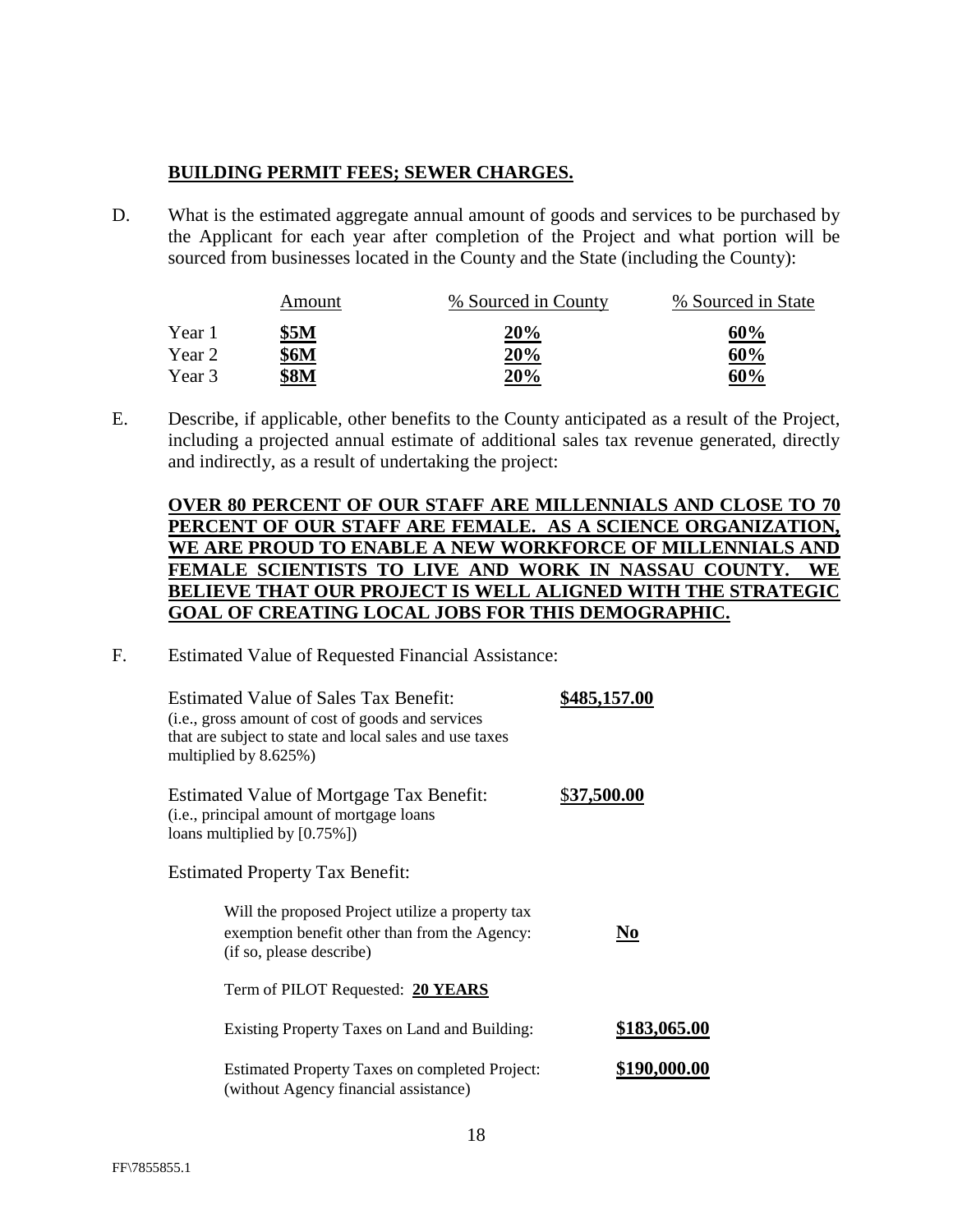**BUILDING PERMIT FEES; SEWER CHARGES.**

D. What is the estimated aggregate annual amount of goods and services to be purchased by the Applicant for each year after completion of the Project and what portion will be sourced from businesses located in the County and the State (including the County):

| | Amount | % Sourced in County | % Sourced in State |
|---|---|---|---|
| Year 1 | **$5M** | **20%** | **60%** |
| Year 2 | **$6M** | **20%** | **60%** |
| Year 3 | **$8M** | **20%** | **60%** |

E. Describe, if applicable, other benefits to the County anticipated as a result of the Project, including a projected annual estimate of additional sales tax revenue generated, directly and indirectly, as a result of undertaking the project:

**OVER 80 PERCENT OF OUR STAFF ARE MILLENNIALS AND CLOSE TO 70 PERCENT OF OUR STAFF ARE FEMALE. AS A SCIENCE ORGANIZATION, WE ARE PROUD TO ENABLE A NEW WORKFORCE OF MILLENNIALS AND FEMALE SCIENTISTS TO LIVE AND WORK IN NASSAU COUNTY. WE BELIEVE THAT OUR PROJECT IS WELL ALIGNED WITH THE STRATEGIC GOAL OF CREATING LOCAL JOBS FOR THIS DEMOGRAPHIC.**

F. Estimated Value of Requested Financial Assistance:

Estimated Value of Sales Tax Benefit: **$485,157.00**
(i.e., gross amount of cost of goods and services that are subject to state and local sales and use taxes multiplied by 8.625%)

Estimated Value of Mortgage Tax Benefit: $**37,500.00**
(i.e., principal amount of mortgage loans loans multiplied by [0.75%])

Estimated Property Tax Benefit:

Will the proposed Project utilize a property tax exemption benefit other than from the Agency: (if so, please describe) **No**

Term of PILOT Requested: **20 YEARS**

Existing Property Taxes on Land and Building: **$183,065.00**

Estimated Property Taxes on completed Project: (without Agency financial assistance) **$190,000.00**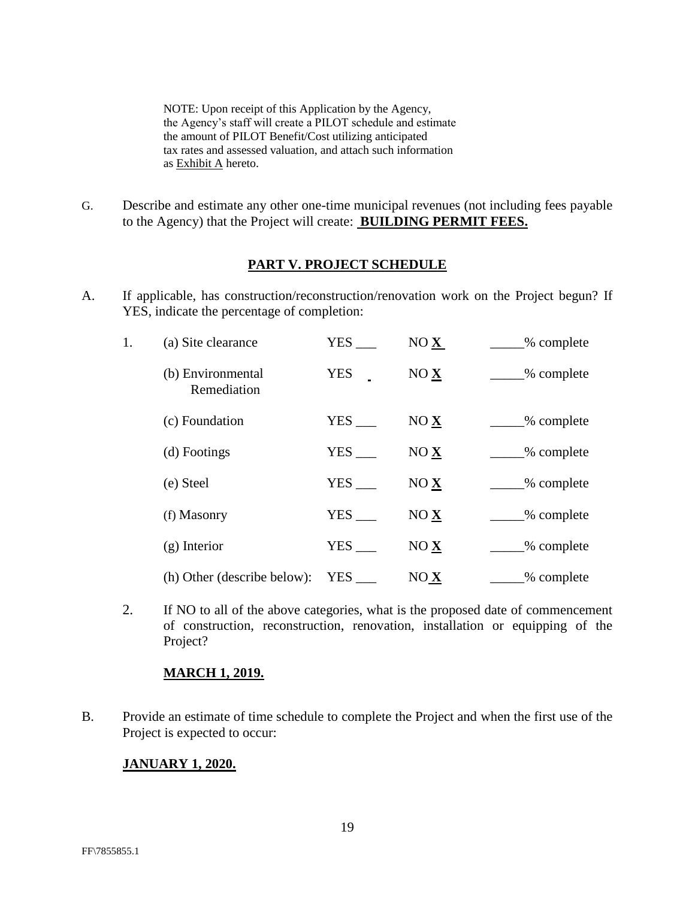NOTE: Upon receipt of this Application by the Agency, the Agency's staff will create a PILOT schedule and estimate the amount of PILOT Benefit/Cost utilizing anticipated tax rates and assessed valuation, and attach such information as Exhibit A hereto.

G. Describe and estimate any other one-time municipal revenues (not including fees payable to the Agency) that the Project will create: **BUILDING PERMIT FEES.**

## PART V. PROJECT SCHEDULE

A. If applicable, has construction/reconstruction/renovation work on the Project begun? If YES, indicate the percentage of completion:

1.

| | | | |
|---|---|---|---|
| (a) Site clearance | YES ___ | NO **X** | _____% complete |
| (b) Environmental Remediation | YES ___ | NO **X** | _____% complete |
| (c) Foundation | YES ___ | NO **X** | _____% complete |
| (d) Footings | YES ___ | NO **X** | _____% complete |
| (e) Steel | YES ___ | NO **X** | _____% complete |
| (f) Masonry | YES ___ | NO **X** | _____% complete |
| (g) Interior | YES ___ | NO **X** | _____% complete |
| (h) Other (describe below): | YES ___ | NO **X** | _____% complete |

2. If NO to all of the above categories, what is the proposed date of commencement of construction, reconstruction, renovation, installation or equipping of the Project?

**MARCH 1, 2019.**

B. Provide an estimate of time schedule to complete the Project and when the first use of the Project is expected to occur:

**JANUARY 1, 2020.**

FF\7855855.1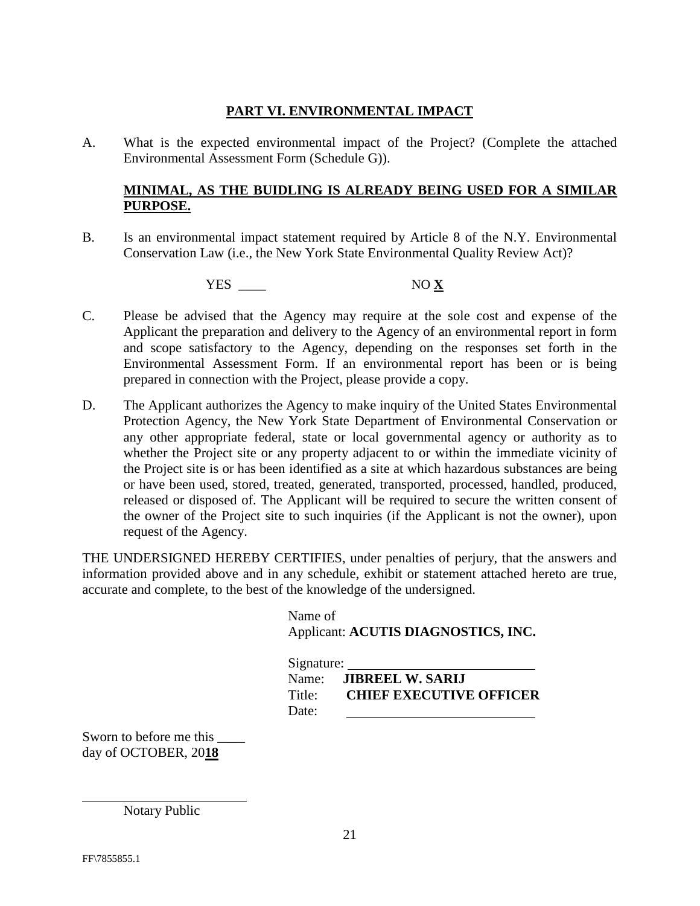## PART VI. ENVIRONMENTAL IMPACT

A. What is the expected environmental impact of the Project? (Complete the attached Environmental Assessment Form (Schedule G)).

**MINIMAL, AS THE BUIDLING IS ALREADY BEING USED FOR A SIMILAR PURPOSE.**

B. Is an environmental impact statement required by Article 8 of the N.Y. Environmental Conservation Law (i.e., the New York State Environmental Quality Review Act)?

YES ____ NO **X**

C. Please be advised that the Agency may require at the sole cost and expense of the Applicant the preparation and delivery to the Agency of an environmental report in form and scope satisfactory to the Agency, depending on the responses set forth in the Environmental Assessment Form. If an environmental report has been or is being prepared in connection with the Project, please provide a copy.

D. The Applicant authorizes the Agency to make inquiry of the United States Environmental Protection Agency, the New York State Department of Environmental Conservation or any other appropriate federal, state or local governmental agency or authority as to whether the Project site or any property adjacent to or within the immediate vicinity of the Project site is or has been identified as a site at which hazardous substances are being or have been used, stored, treated, generated, transported, processed, handled, produced, released or disposed of. The Applicant will be required to secure the written consent of the owner of the Project site to such inquiries (if the Applicant is not the owner), upon request of the Agency.

THE UNDERSIGNED HEREBY CERTIFIES, under penalties of perjury, that the answers and information provided above and in any schedule, exhibit or statement attached hereto are true, accurate and complete, to the best of the knowledge of the undersigned.

Name of Applicant: **ACUTIS DIAGNOSTICS, INC.**

Signature: ____________________________
Name: **JIBREEL W. SARIJ**
Title: **CHIEF EXECUTIVE OFFICER**
Date: ____________________________

Sworn to before me this ____ day of OCTOBER, 20**18**

____________________________
Notary Public

FF\7855855.1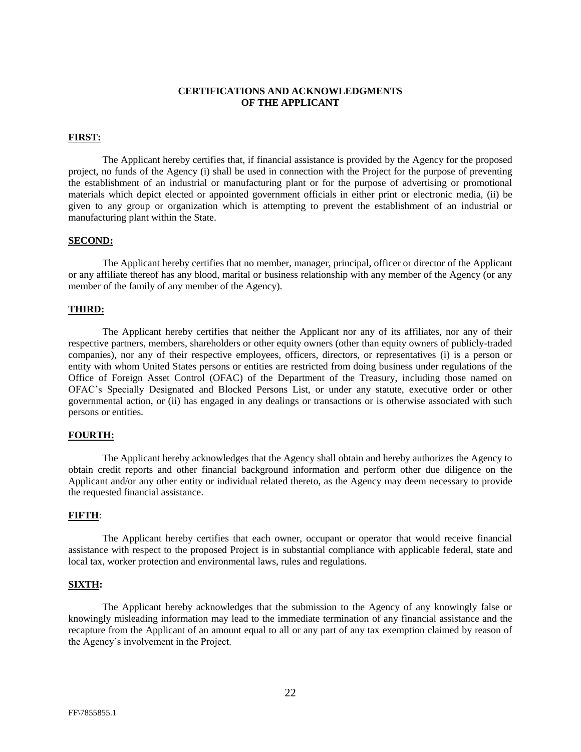## CERTIFICATIONS AND ACKNOWLEDGMENTS OF THE APPLICANT

**FIRST:**

The Applicant hereby certifies that, if financial assistance is provided by the Agency for the proposed project, no funds of the Agency (i) shall be used in connection with the Project for the purpose of preventing the establishment of an industrial or manufacturing plant or for the purpose of advertising or promotional materials which depict elected or appointed government officials in either print or electronic media, (ii) be given to any group or organization which is attempting to prevent the establishment of an industrial or manufacturing plant within the State.

**SECOND:**

The Applicant hereby certifies that no member, manager, principal, officer or director of the Applicant or any affiliate thereof has any blood, marital or business relationship with any member of the Agency (or any member of the family of any member of the Agency).

**THIRD:**

The Applicant hereby certifies that neither the Applicant nor any of its affiliates, nor any of their respective partners, members, shareholders or other equity owners (other than equity owners of publicly-traded companies), nor any of their respective employees, officers, directors, or representatives (i) is a person or entity with whom United States persons or entities are restricted from doing business under regulations of the Office of Foreign Asset Control (OFAC) of the Department of the Treasury, including those named on OFAC's Specially Designated and Blocked Persons List, or under any statute, executive order or other governmental action, or (ii) has engaged in any dealings or transactions or is otherwise associated with such persons or entities.

**FOURTH:**

The Applicant hereby acknowledges that the Agency shall obtain and hereby authorizes the Agency to obtain credit reports and other financial background information and perform other due diligence on the Applicant and/or any other entity or individual related thereto, as the Agency may deem necessary to provide the requested financial assistance.

**FIFTH**:

The Applicant hereby certifies that each owner, occupant or operator that would receive financial assistance with respect to the proposed Project is in substantial compliance with applicable federal, state and local tax, worker protection and environmental laws, rules and regulations.

**SIXTH:**

The Applicant hereby acknowledges that the submission to the Agency of any knowingly false or knowingly misleading information may lead to the immediate termination of any financial assistance and the recapture from the Applicant of an amount equal to all or any part of any tax exemption claimed by reason of the Agency's involvement in the Project.

FF\7855855.1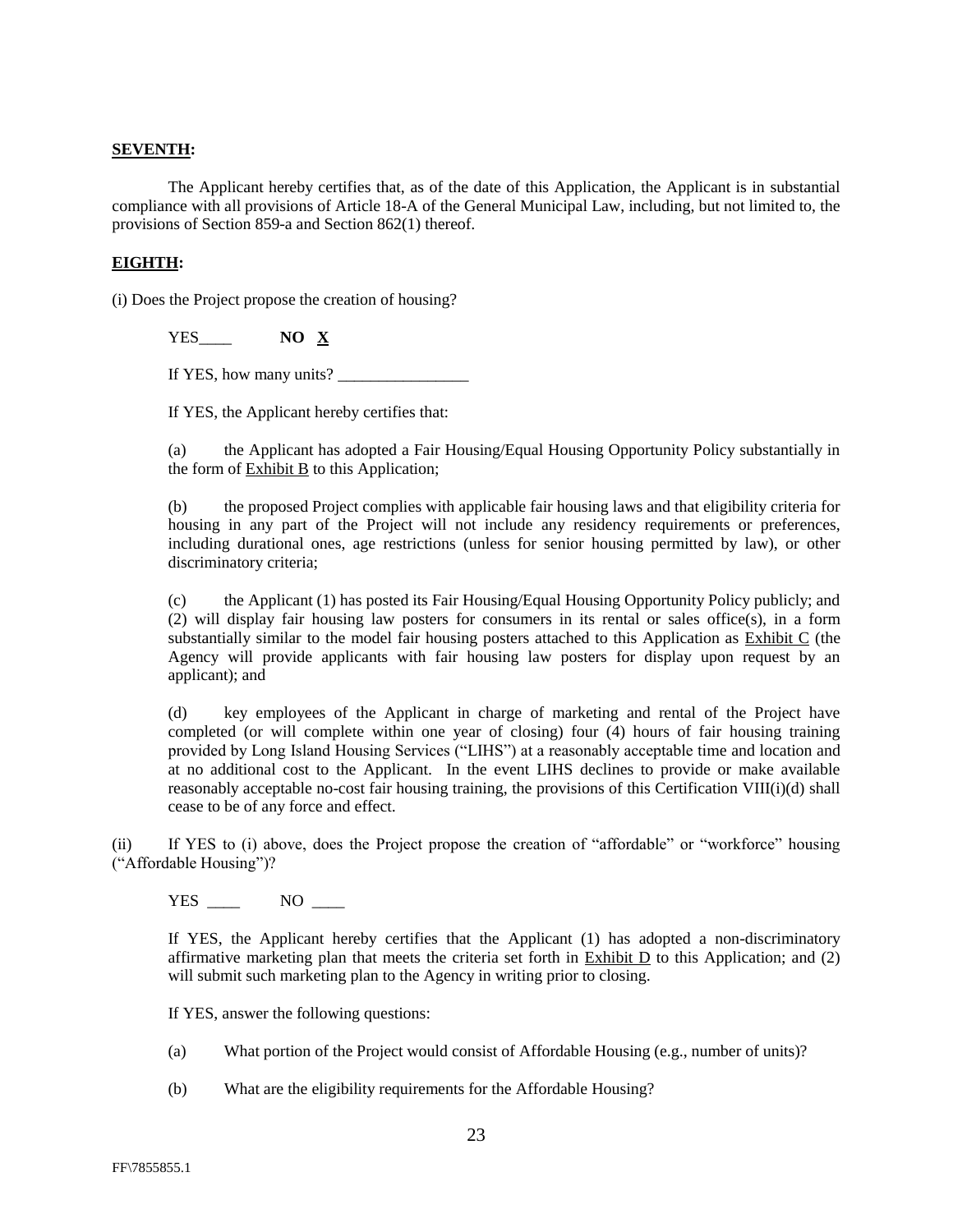**SEVENTH:**

The Applicant hereby certifies that, as of the date of this Application, the Applicant is in substantial compliance with all provisions of Article 18-A of the General Municipal Law, including, but not limited to, the provisions of Section 859-a and Section 862(1) thereof.

**EIGHTH:**

(i) Does the Project propose the creation of housing?

YES____ **NO X**

If YES, how many units? ________________

If YES, the Applicant hereby certifies that:

(a) the Applicant has adopted a Fair Housing/Equal Housing Opportunity Policy substantially in the form of Exhibit B to this Application;

(b) the proposed Project complies with applicable fair housing laws and that eligibility criteria for housing in any part of the Project will not include any residency requirements or preferences, including durational ones, age restrictions (unless for senior housing permitted by law), or other discriminatory criteria;

(c) the Applicant (1) has posted its Fair Housing/Equal Housing Opportunity Policy publicly; and (2) will display fair housing law posters for consumers in its rental or sales office(s), in a form substantially similar to the model fair housing posters attached to this Application as Exhibit C (the Agency will provide applicants with fair housing law posters for display upon request by an applicant); and

(d) key employees of the Applicant in charge of marketing and rental of the Project have completed (or will complete within one year of closing) four (4) hours of fair housing training provided by Long Island Housing Services ("LIHS") at a reasonably acceptable time and location and at no additional cost to the Applicant. In the event LIHS declines to provide or make available reasonably acceptable no-cost fair housing training, the provisions of this Certification VIII(i)(d) shall cease to be of any force and effect.

(ii) If YES to (i) above, does the Project propose the creation of "affordable" or "workforce" housing ("Affordable Housing")?

YES ____ NO ____

If YES, the Applicant hereby certifies that the Applicant (1) has adopted a non-discriminatory affirmative marketing plan that meets the criteria set forth in Exhibit D to this Application; and (2) will submit such marketing plan to the Agency in writing prior to closing.

If YES, answer the following questions:

(a) What portion of the Project would consist of Affordable Housing (e.g., number of units)?

(b) What are the eligibility requirements for the Affordable Housing?

FF\7855855.1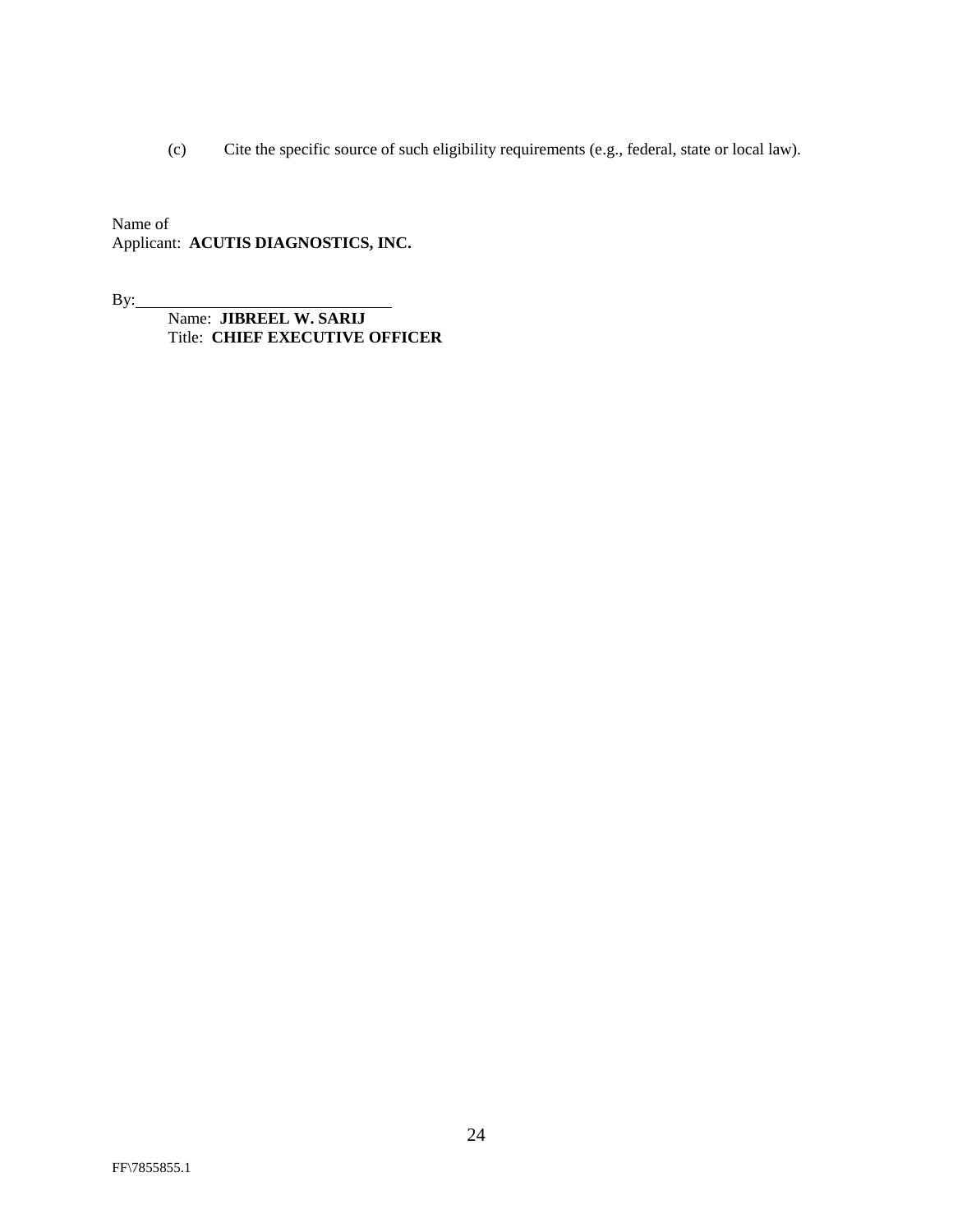(c) Cite the specific source of such eligibility requirements (e.g., federal, state or local law).

Name of
Applicant: **ACUTIS DIAGNOSTICS, INC.**

By:\_\_\_\_\_\_\_\_\_\_\_\_\_\_\_\_\_\_\_\_\_\_\_\_\_\_\_\_\_\_

Name: **JIBREEL W. SARIJ**
Title: **CHIEF EXECUTIVE OFFICER**

FF\7855855.1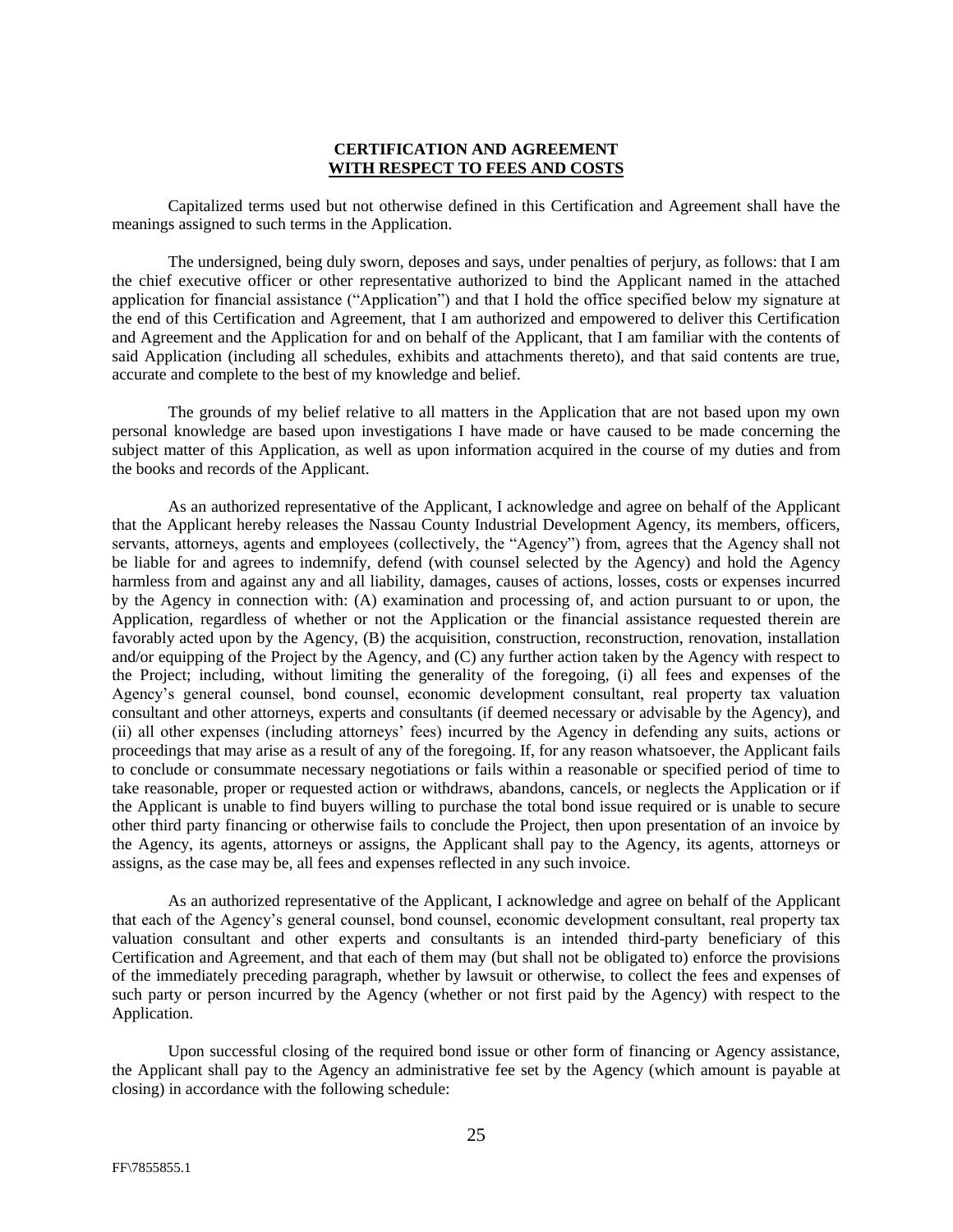**CERTIFICATION AND AGREEMENT**
**<u>WITH RESPECT TO FEES AND COSTS</u>**

Capitalized terms used but not otherwise defined in this Certification and Agreement shall have the meanings assigned to such terms in the Application.

The undersigned, being duly sworn, deposes and says, under penalties of perjury, as follows: that I am the chief executive officer or other representative authorized to bind the Applicant named in the attached application for financial assistance ("Application") and that I hold the office specified below my signature at the end of this Certification and Agreement, that I am authorized and empowered to deliver this Certification and Agreement and the Application for and on behalf of the Applicant, that I am familiar with the contents of said Application (including all schedules, exhibits and attachments thereto), and that said contents are true, accurate and complete to the best of my knowledge and belief.

The grounds of my belief relative to all matters in the Application that are not based upon my own personal knowledge are based upon investigations I have made or have caused to be made concerning the subject matter of this Application, as well as upon information acquired in the course of my duties and from the books and records of the Applicant.

As an authorized representative of the Applicant, I acknowledge and agree on behalf of the Applicant that the Applicant hereby releases the Nassau County Industrial Development Agency, its members, officers, servants, attorneys, agents and employees (collectively, the "Agency") from, agrees that the Agency shall not be liable for and agrees to indemnify, defend (with counsel selected by the Agency) and hold the Agency harmless from and against any and all liability, damages, causes of actions, losses, costs or expenses incurred by the Agency in connection with: (A) examination and processing of, and action pursuant to or upon, the Application, regardless of whether or not the Application or the financial assistance requested therein are favorably acted upon by the Agency, (B) the acquisition, construction, reconstruction, renovation, installation and/or equipping of the Project by the Agency, and (C) any further action taken by the Agency with respect to the Project; including, without limiting the generality of the foregoing, (i) all fees and expenses of the Agency's general counsel, bond counsel, economic development consultant, real property tax valuation consultant and other attorneys, experts and consultants (if deemed necessary or advisable by the Agency), and (ii) all other expenses (including attorneys' fees) incurred by the Agency in defending any suits, actions or proceedings that may arise as a result of any of the foregoing. If, for any reason whatsoever, the Applicant fails to conclude or consummate necessary negotiations or fails within a reasonable or specified period of time to take reasonable, proper or requested action or withdraws, abandons, cancels, or neglects the Application or if the Applicant is unable to find buyers willing to purchase the total bond issue required or is unable to secure other third party financing or otherwise fails to conclude the Project, then upon presentation of an invoice by the Agency, its agents, attorneys or assigns, the Applicant shall pay to the Agency, its agents, attorneys or assigns, as the case may be, all fees and expenses reflected in any such invoice.

As an authorized representative of the Applicant, I acknowledge and agree on behalf of the Applicant that each of the Agency's general counsel, bond counsel, economic development consultant, real property tax valuation consultant and other experts and consultants is an intended third-party beneficiary of this Certification and Agreement, and that each of them may (but shall not be obligated to) enforce the provisions of the immediately preceding paragraph, whether by lawsuit or otherwise, to collect the fees and expenses of such party or person incurred by the Agency (whether or not first paid by the Agency) with respect to the Application.

Upon successful closing of the required bond issue or other form of financing or Agency assistance, the Applicant shall pay to the Agency an administrative fee set by the Agency (which amount is payable at closing) in accordance with the following schedule:

FF\7855855.1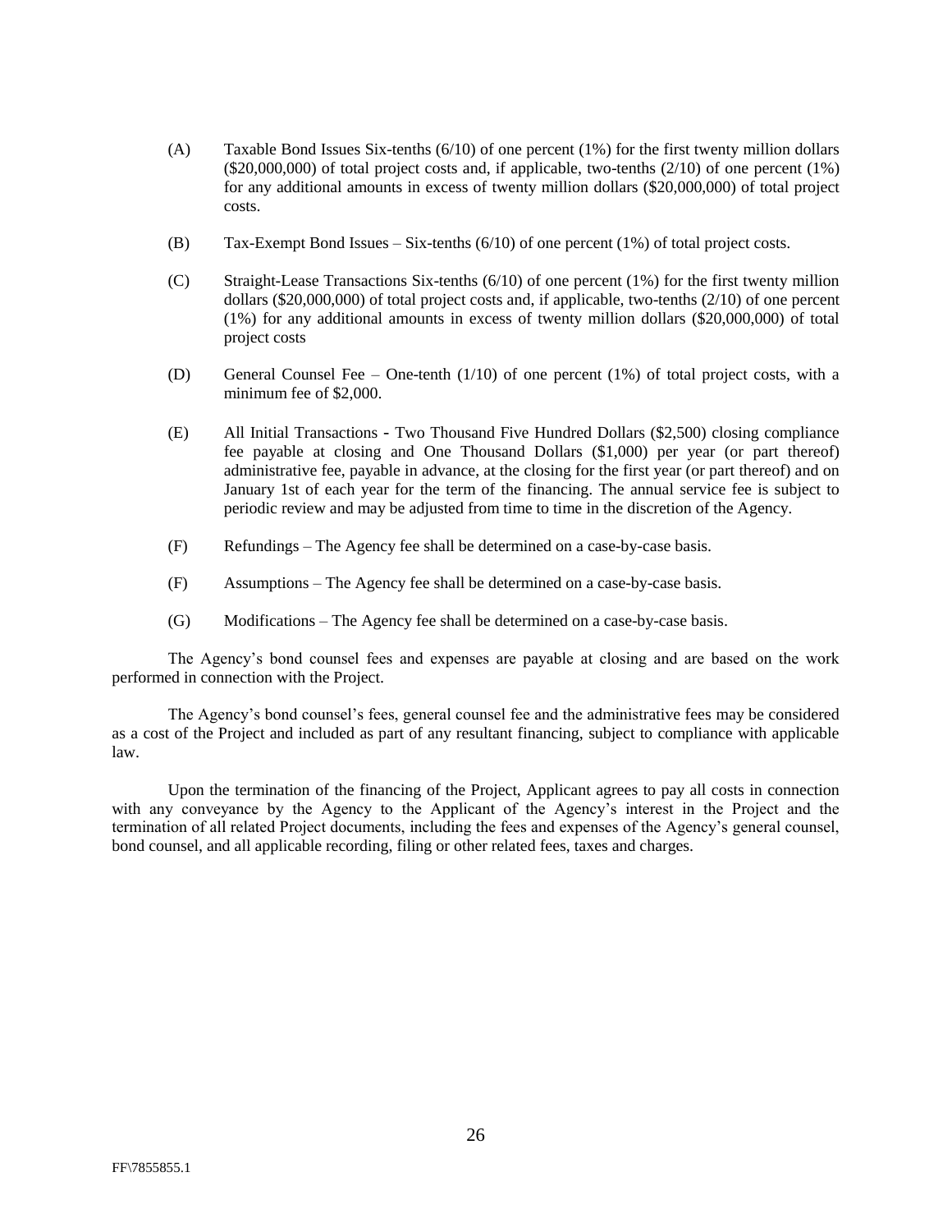(A) Taxable Bond Issues Six-tenths (6/10) of one percent (1%) for the first twenty million dollars ($20,000,000) of total project costs and, if applicable, two-tenths (2/10) of one percent (1%) for any additional amounts in excess of twenty million dollars ($20,000,000) of total project costs.

(B) Tax-Exempt Bond Issues – Six-tenths (6/10) of one percent (1%) of total project costs.

(C) Straight-Lease Transactions Six-tenths (6/10) of one percent (1%) for the first twenty million dollars ($20,000,000) of total project costs and, if applicable, two-tenths (2/10) of one percent (1%) for any additional amounts in excess of twenty million dollars ($20,000,000) of total project costs

(D) General Counsel Fee – One-tenth (1/10) of one percent (1%) of total project costs, with a minimum fee of $2,000.

(E) All Initial Transactions - Two Thousand Five Hundred Dollars ($2,500) closing compliance fee payable at closing and One Thousand Dollars ($1,000) per year (or part thereof) administrative fee, payable in advance, at the closing for the first year (or part thereof) and on January 1st of each year for the term of the financing. The annual service fee is subject to periodic review and may be adjusted from time to time in the discretion of the Agency.

(F) Refundings – The Agency fee shall be determined on a case-by-case basis.

(F) Assumptions – The Agency fee shall be determined on a case-by-case basis.

(G) Modifications – The Agency fee shall be determined on a case-by-case basis.

The Agency's bond counsel fees and expenses are payable at closing and are based on the work performed in connection with the Project.

The Agency's bond counsel's fees, general counsel fee and the administrative fees may be considered as a cost of the Project and included as part of any resultant financing, subject to compliance with applicable law.

Upon the termination of the financing of the Project, Applicant agrees to pay all costs in connection with any conveyance by the Agency to the Applicant of the Agency's interest in the Project and the termination of all related Project documents, including the fees and expenses of the Agency's general counsel, bond counsel, and all applicable recording, filing or other related fees, taxes and charges.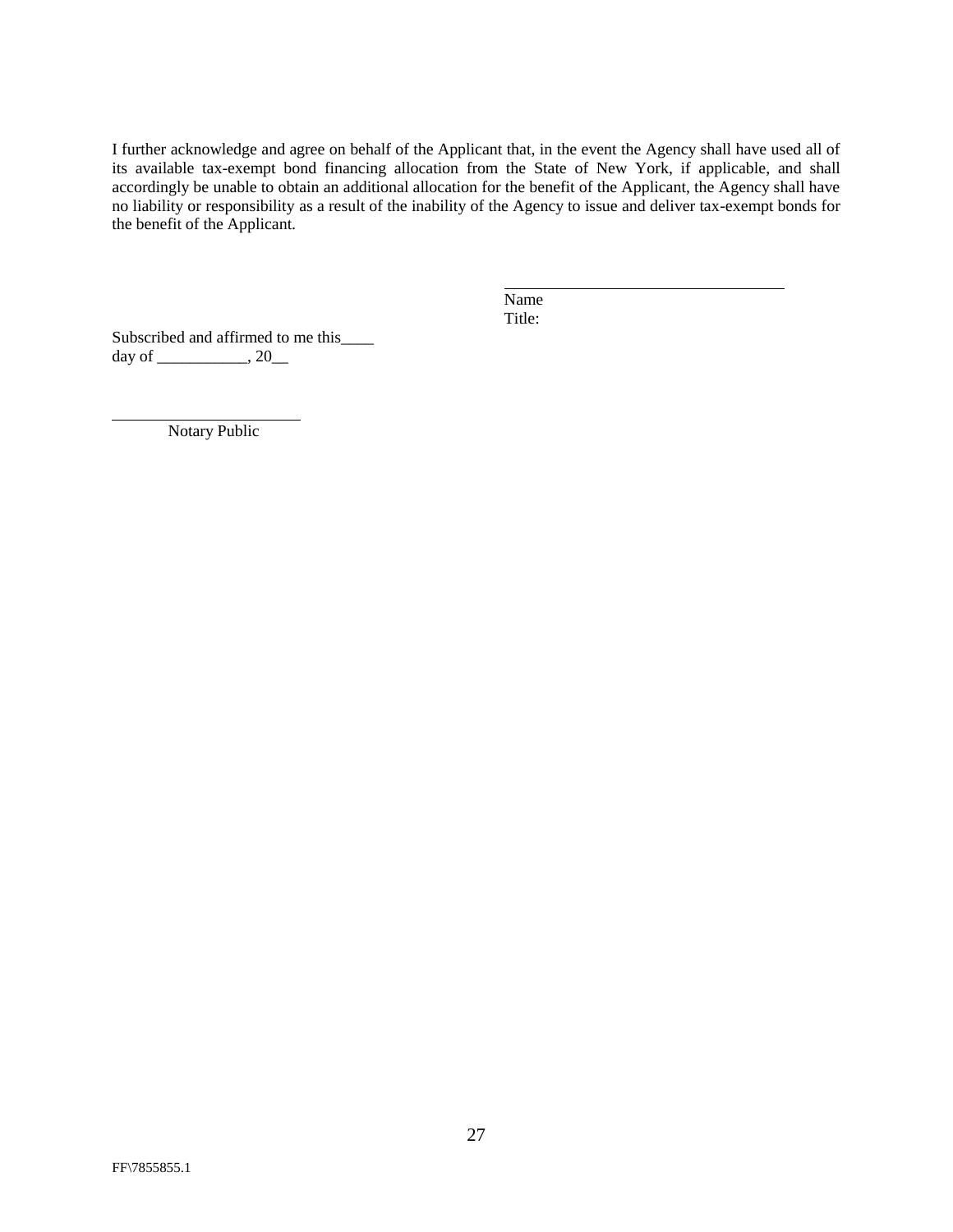I further acknowledge and agree on behalf of the Applicant that, in the event the Agency shall have used all of its available tax-exempt bond financing allocation from the State of New York, if applicable, and shall accordingly be unable to obtain an additional allocation for the benefit of the Applicant, the Agency shall have no liability or responsibility as a result of the inability of the Agency to issue and deliver tax-exempt bonds for the benefit of the Applicant.

\_\_\_\_\_\_\_\_\_\_\_\_\_\_\_\_\_\_\_\_\_\_\_\_\_\_\_\_\_\_\_\_\_\_\_
Name
Title:

Subscribed and affirmed to me this____
day of ___________, 20__

\_\_\_\_\_\_\_\_\_\_\_\_\_\_\_\_\_\_\_\_\_\_\_\_
Notary Public

FF\7855855.1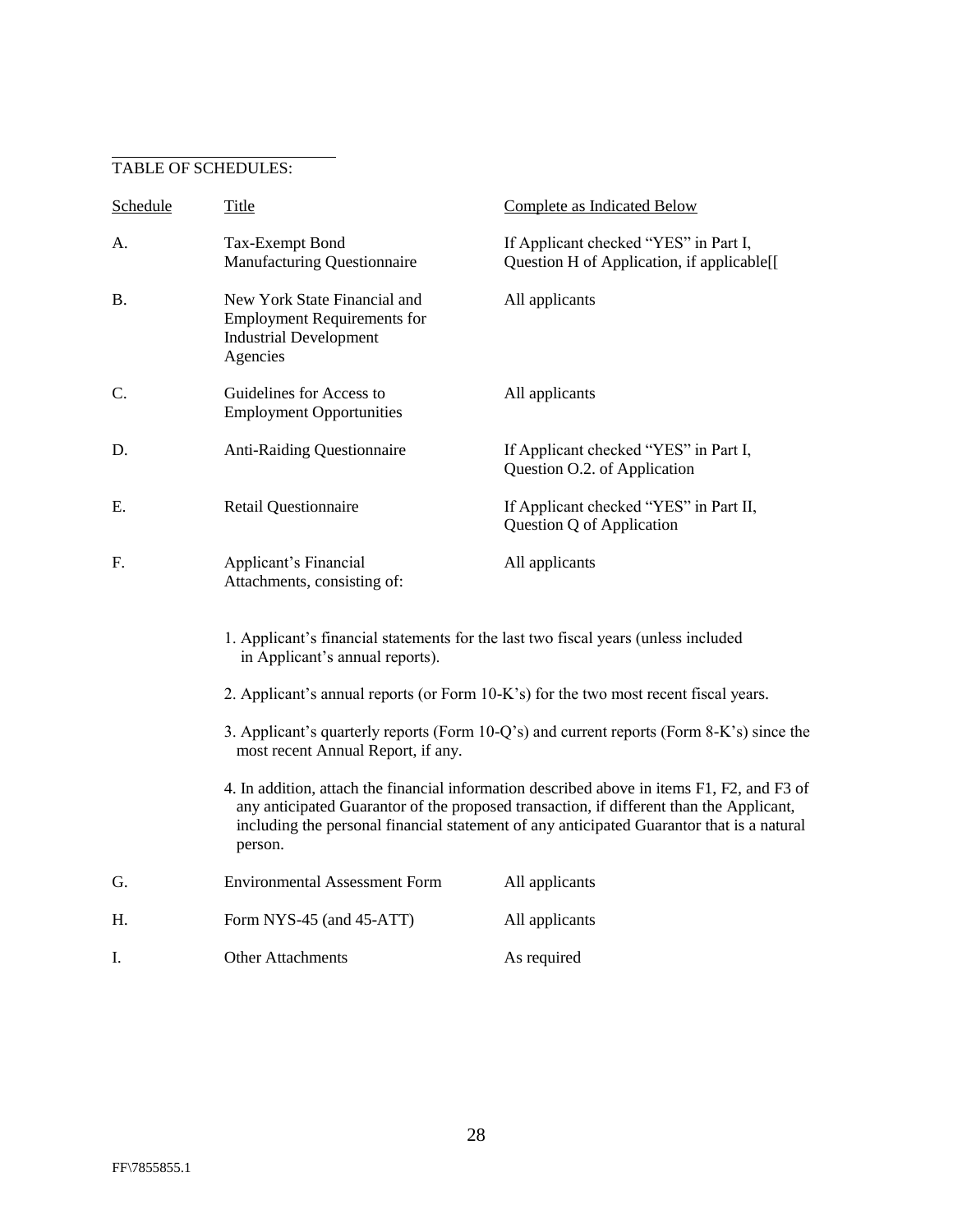TABLE OF SCHEDULES:

| Schedule | Title | Complete as Indicated Below |
|---|---|---|
| A. | Tax-Exempt Bond Manufacturing Questionnaire | If Applicant checked "YES" in Part I, Question H of Application, if applicable[[ |
| B. | New York State Financial and Employment Requirements for Industrial Development Agencies | All applicants |
| C. | Guidelines for Access to Employment Opportunities | All applicants |
| D. | Anti-Raiding Questionnaire | If Applicant checked "YES" in Part I, Question O.2. of Application |
| E. | Retail Questionnaire | If Applicant checked "YES" in Part II, Question Q of Application |
| F. | Applicant's Financial Attachments, consisting of: | All applicants |

1. Applicant's financial statements for the last two fiscal years (unless included in Applicant's annual reports).
2. Applicant's annual reports (or Form 10-K's) for the two most recent fiscal years.
3. Applicant's quarterly reports (Form 10-Q's) and current reports (Form 8-K's) since the most recent Annual Report, if any.
4. In addition, attach the financial information described above in items F1, F2, and F3 of any anticipated Guarantor of the proposed transaction, if different than the Applicant, including the personal financial statement of any anticipated Guarantor that is a natural person.

| Schedule | Title | Complete as Indicated Below |
|---|---|---|
| G. | Environmental Assessment Form | All applicants |
| H. | Form NYS-45 (and 45-ATT) | All applicants |
| I. | Other Attachments | As required |

FF\7855855.1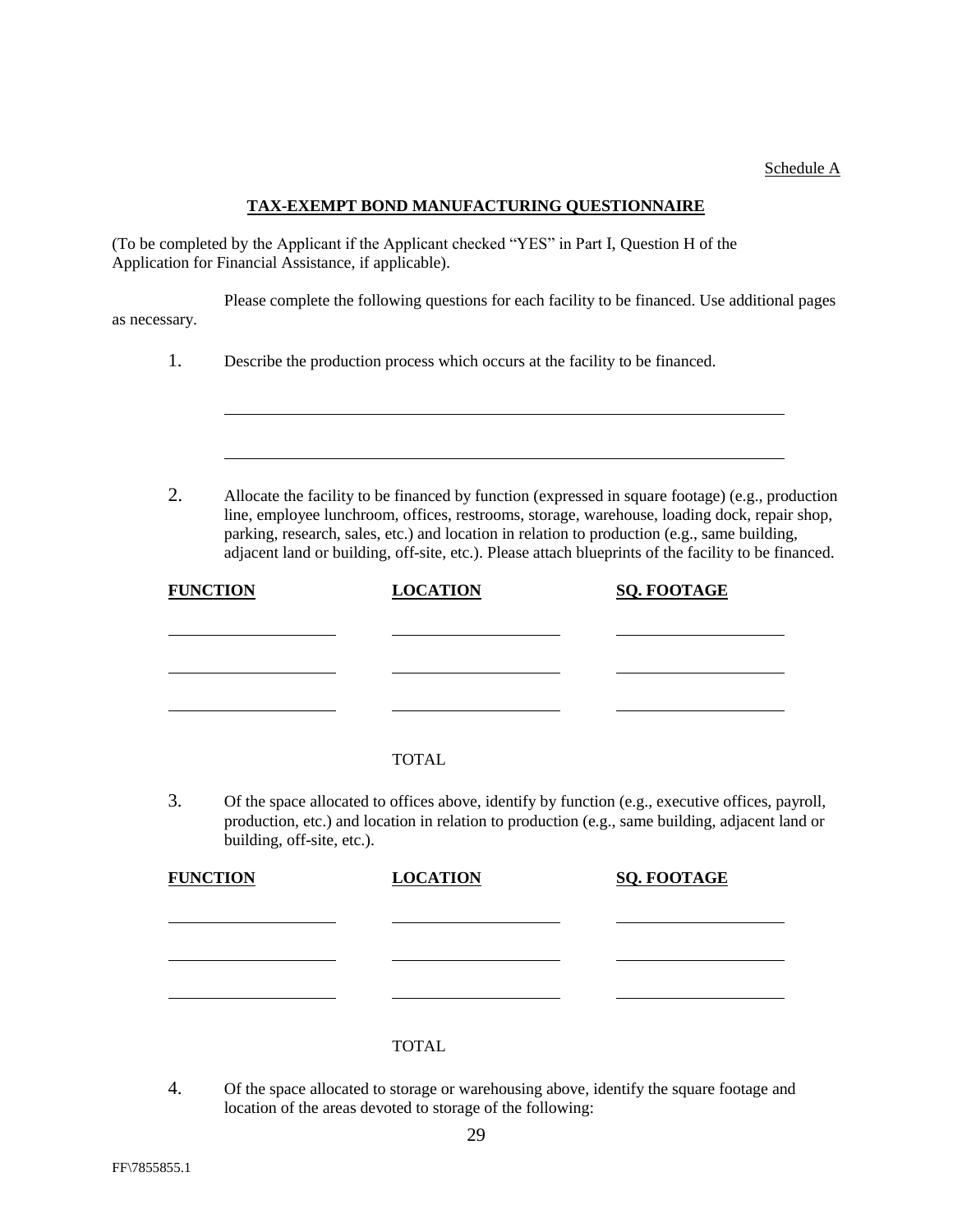Schedule A

**TAX-EXEMPT BOND MANUFACTURING QUESTIONNAIRE**

(To be completed by the Applicant if the Applicant checked "YES" in Part I, Question H of the Application for Financial Assistance, if applicable).

Please complete the following questions for each facility to be financed. Use additional pages as necessary.

1. Describe the production process which occurs at the facility to be financed.

\_\_\_\_\_\_\_\_\_\_\_\_\_\_\_\_\_\_\_\_\_\_\_\_\_\_\_\_\_\_\_\_\_\_\_\_\_\_\_\_\_\_\_\_\_\_\_\_\_\_\_\_\_\_\_\_\_\_\_\_\_\_\_\_

\_\_\_\_\_\_\_\_\_\_\_\_\_\_\_\_\_\_\_\_\_\_\_\_\_\_\_\_\_\_\_\_\_\_\_\_\_\_\_\_\_\_\_\_\_\_\_\_\_\_\_\_\_\_\_\_\_\_\_\_\_\_\_\_

2. Allocate the facility to be financed by function (expressed in square footage) (e.g., production line, employee lunchroom, offices, restrooms, storage, warehouse, loading dock, repair shop, parking, research, sales, etc.) and location in relation to production (e.g., same building, adjacent land or building, off-site, etc.). Please attach blueprints of the facility to be financed.

| **FUNCTION** | **LOCATION** | **SQ. FOOTAGE** |
|---|---|---|
| | | |
| | | |
| | | |
| | TOTAL | |

3. Of the space allocated to offices above, identify by function (e.g., executive offices, payroll, production, etc.) and location in relation to production (e.g., same building, adjacent land or building, off-site, etc.).

| **FUNCTION** | **LOCATION** | **SQ. FOOTAGE** |
|---|---|---|
| | | |
| | | |
| | | |
| | TOTAL | |

4. Of the space allocated to storage or warehousing above, identify the square footage and location of the areas devoted to storage of the following: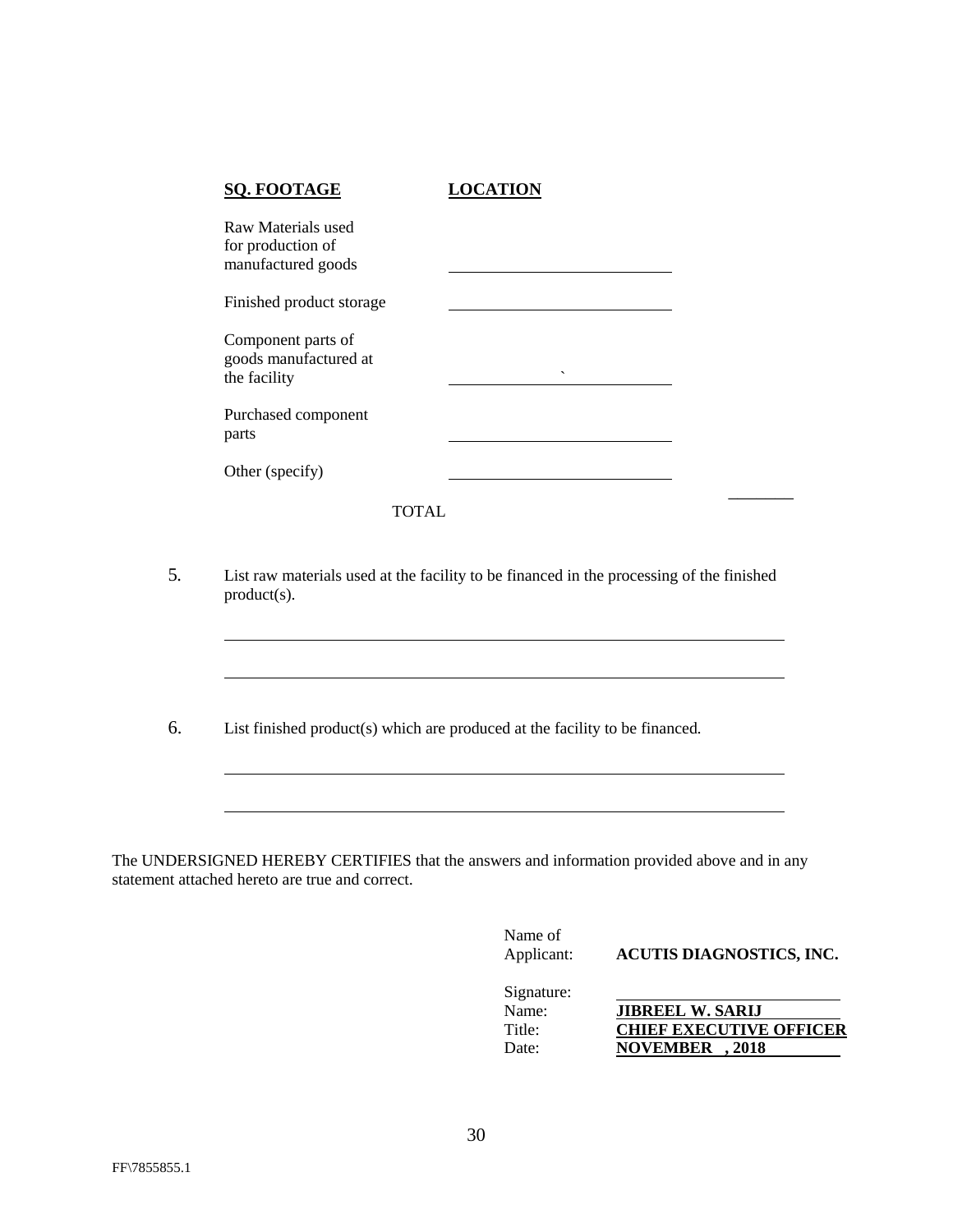| **SQ. FOOTAGE** | **LOCATION** |
|---|---|
| Raw Materials used for production of manufactured goods | ______________________ |
| Finished product storage | ______________________ |
| Component parts of goods manufactured at the facility | ______________________ |
| Purchased component parts | ______________________ |
| Other (specify) | ______________________ |
| TOTAL | ________ |

5. List raw materials used at the facility to be financed in the processing of the finished product(s).

______________________________________________________________

______________________________________________________________

6. List finished product(s) which are produced at the facility to be financed.

______________________________________________________________

______________________________________________________________

The UNDERSIGNED HEREBY CERTIFIES that the answers and information provided above and in any statement attached hereto are true and correct.

Name of Applicant: **ACUTIS DIAGNOSTICS, INC.**

Signature: ______________________

Name: **JIBREEL W. SARIJ**

Title: **CHIEF EXECUTIVE OFFICER**

Date: **NOVEMBER , 2018**

FF\7855855.1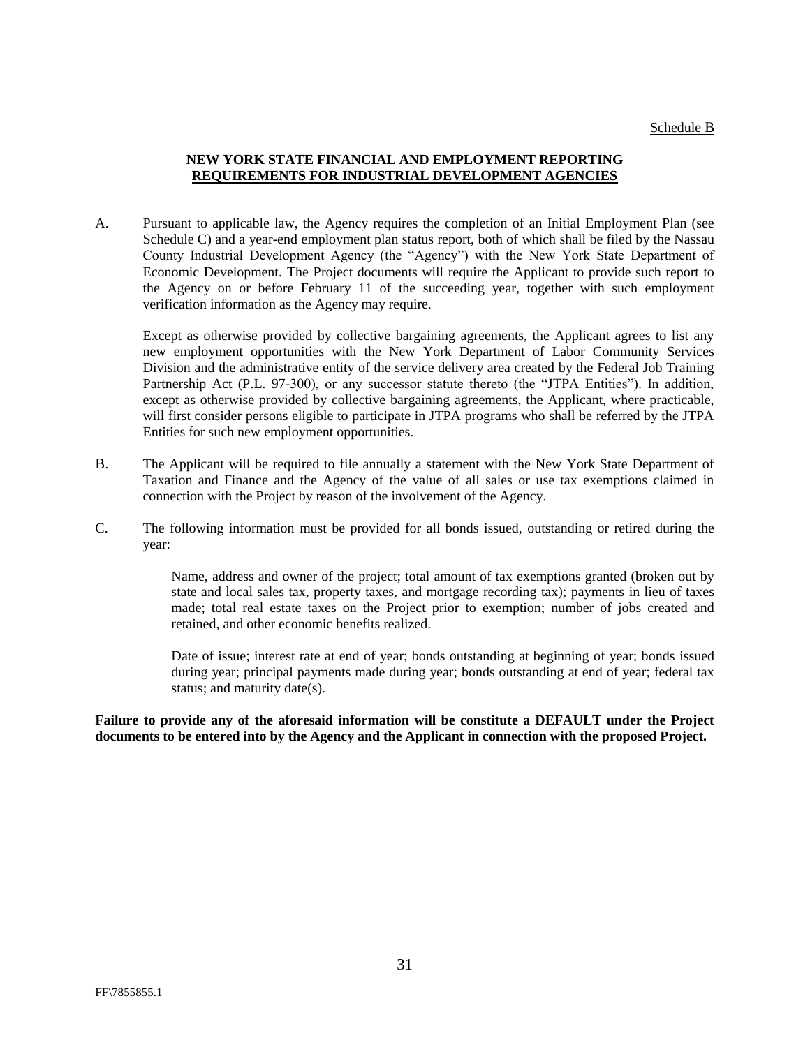Schedule B

## NEW YORK STATE FINANCIAL AND EMPLOYMENT REPORTING REQUIREMENTS FOR INDUSTRIAL DEVELOPMENT AGENCIES

A. Pursuant to applicable law, the Agency requires the completion of an Initial Employment Plan (see Schedule C) and a year-end employment plan status report, both of which shall be filed by the Nassau County Industrial Development Agency (the "Agency") with the New York State Department of Economic Development. The Project documents will require the Applicant to provide such report to the Agency on or before February 11 of the succeeding year, together with such employment verification information as the Agency may require.

Except as otherwise provided by collective bargaining agreements, the Applicant agrees to list any new employment opportunities with the New York Department of Labor Community Services Division and the administrative entity of the service delivery area created by the Federal Job Training Partnership Act (P.L. 97-300), or any successor statute thereto (the "JTPA Entities"). In addition, except as otherwise provided by collective bargaining agreements, the Applicant, where practicable, will first consider persons eligible to participate in JTPA programs who shall be referred by the JTPA Entities for such new employment opportunities.

B. The Applicant will be required to file annually a statement with the New York State Department of Taxation and Finance and the Agency of the value of all sales or use tax exemptions claimed in connection with the Project by reason of the involvement of the Agency.

C. The following information must be provided for all bonds issued, outstanding or retired during the year:

Name, address and owner of the project; total amount of tax exemptions granted (broken out by state and local sales tax, property taxes, and mortgage recording tax); payments in lieu of taxes made; total real estate taxes on the Project prior to exemption; number of jobs created and retained, and other economic benefits realized.

Date of issue; interest rate at end of year; bonds outstanding at beginning of year; bonds issued during year; principal payments made during year; bonds outstanding at end of year; federal tax status; and maturity date(s).

**Failure to provide any of the aforesaid information will be constitute a DEFAULT under the Project documents to be entered into by the Agency and the Applicant in connection with the proposed Project.**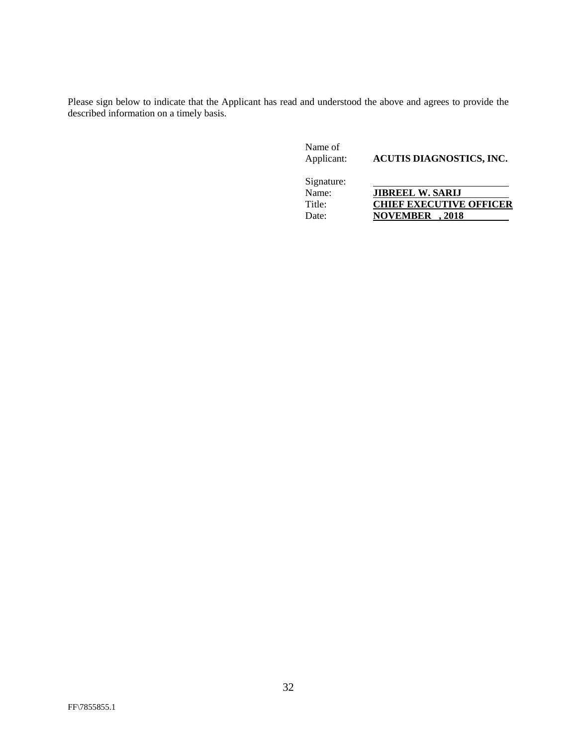Please sign below to indicate that the Applicant has read and understood the above and agrees to provide the described information on a timely basis.

| | |
|---|---|
| Name of Applicant: | **ACUTIS DIAGNOSTICS, INC.** |
| Signature: | |
| Name: | **JIBREEL W. SARIJ** |
| Title: | **CHIEF EXECUTIVE OFFICER** |
| Date: | **NOVEMBER , 2018** |

FF\7855855.1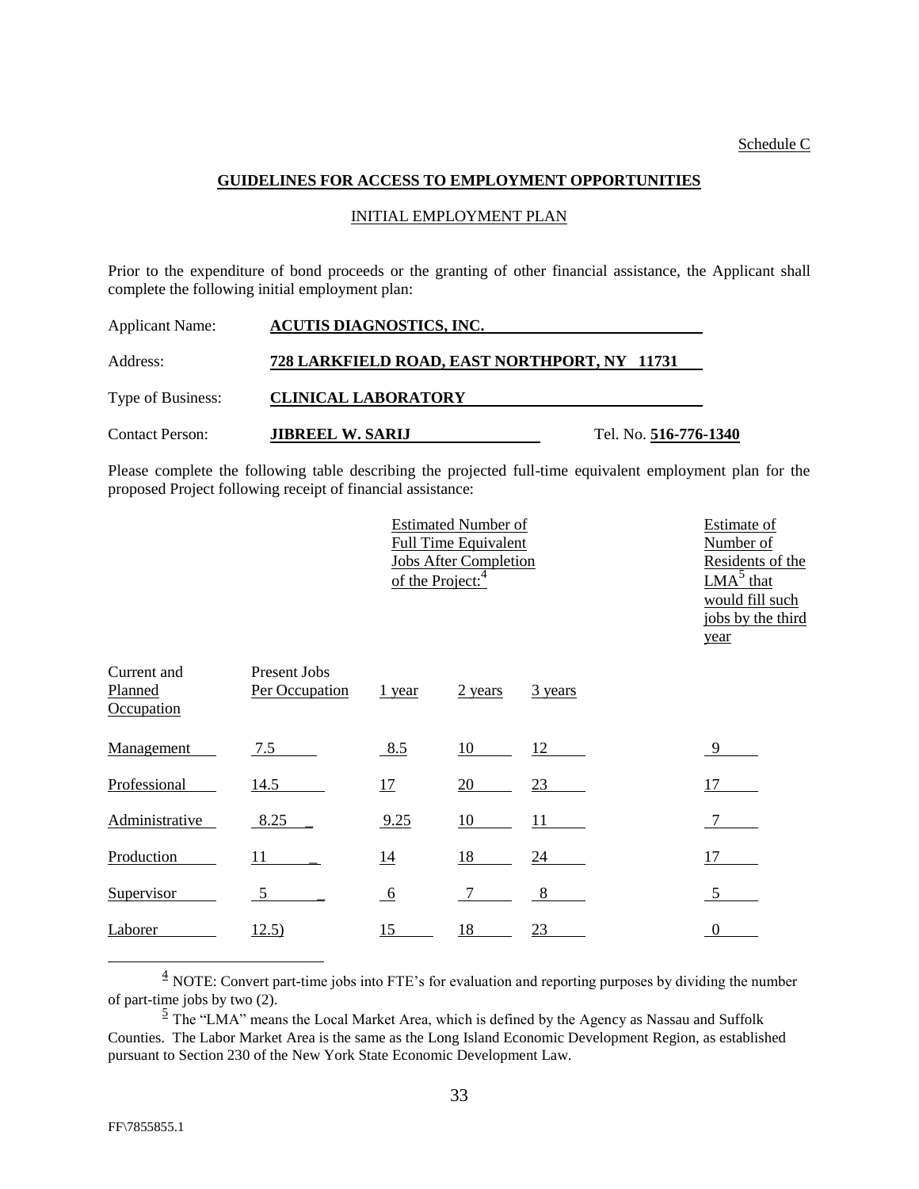Schedule C

**GUIDELINES FOR ACCESS TO EMPLOYMENT OPPORTUNITIES**

INITIAL EMPLOYMENT PLAN

Prior to the expenditure of bond proceeds or the granting of other financial assistance, the Applicant shall complete the following initial employment plan:

Applicant Name: **ACUTIS DIAGNOSTICS, INC.**

Address: **728 LARKFIELD ROAD, EAST NORTHPORT, NY 11731**

Type of Business: **CLINICAL LABORATORY**

Contact Person: **JIBREEL W. SARIJ** Tel. No. **516-776-1340**

Please complete the following table describing the projected full-time equivalent employment plan for the proposed Project following receipt of financial assistance:

| | | Estimated Number of Full Time Equivalent Jobs After Completion of the Project:[4] | | | Estimate of Number of Residents of the LMA[5] that would fill such jobs by the third year |
|---|---|---|---|---|---|
| Current and Planned Occupation | Present Jobs Per Occupation | 1 year | 2 years | 3 years | |
| Management | 7.5 | 8.5 | 10 | 12 | 9 |
| Professional | 14.5 | 17 | 20 | 23 | 17 |
| Administrative | 8.25 | 9.25 | 10 | 11 | 7 |
| Production | 11 | 14 | 18 | 24 | 17 |
| Supervisor | 5 | 6 | 7 | 8 | 5 |
| Laborer | 12.5) | 15 | 18 | 23 | 0 |

[4] NOTE: Convert part-time jobs into FTE's for evaluation and reporting purposes by dividing the number of part-time jobs by two (2).

[5] The "LMA" means the Local Market Area, which is defined by the Agency as Nassau and Suffolk Counties. The Labor Market Area is the same as the Long Island Economic Development Region, as established pursuant to Section 230 of the New York State Economic Development Law.

FF\7855855.1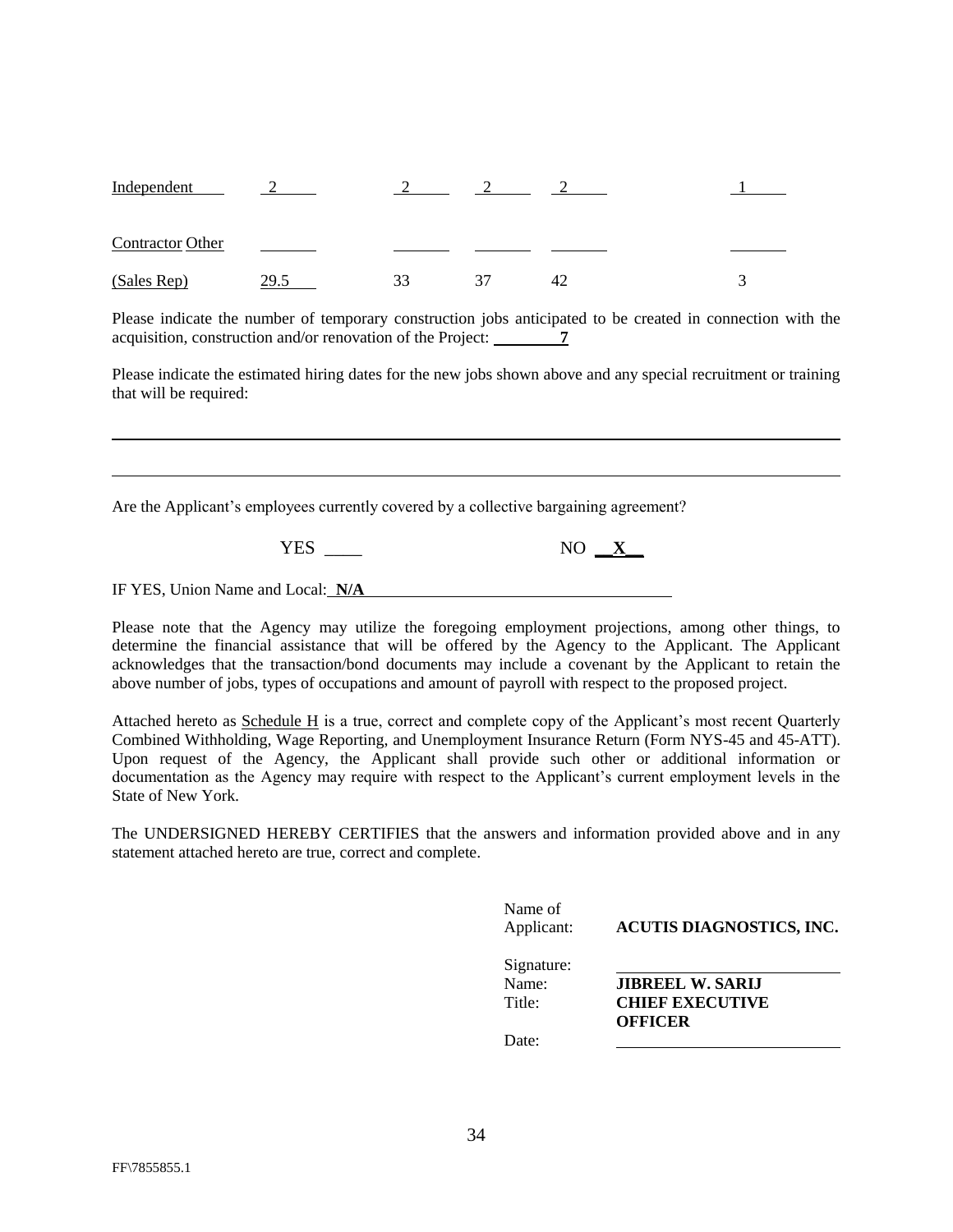| | | | | | |
|---|---|---|---|---|---|
| Independent | 2 | 2 | 2 | 2 | 1 |
| Contractor Other | | | | | |
| (Sales Rep) | 29.5 | 33 | 37 | 42 | 3 |

Please indicate the number of temporary construction jobs anticipated to be created in connection with the acquisition, construction and/or renovation of the Project: **7**

Please indicate the estimated hiring dates for the new jobs shown above and any special recruitment or training that will be required:

Are the Applicant's employees currently covered by a collective bargaining agreement?

YES ____ NO **X**

IF YES, Union Name and Local: **N/A**

Please note that the Agency may utilize the foregoing employment projections, among other things, to determine the financial assistance that will be offered by the Agency to the Applicant. The Applicant acknowledges that the transaction/bond documents may include a covenant by the Applicant to retain the above number of jobs, types of occupations and amount of payroll with respect to the proposed project.

Attached hereto as Schedule H is a true, correct and complete copy of the Applicant's most recent Quarterly Combined Withholding, Wage Reporting, and Unemployment Insurance Return (Form NYS-45 and 45-ATT). Upon request of the Agency, the Applicant shall provide such other or additional information or documentation as the Agency may require with respect to the Applicant's current employment levels in the State of New York.

The UNDERSIGNED HEREBY CERTIFIES that the answers and information provided above and in any statement attached hereto are true, correct and complete.

Name of Applicant: **ACUTIS DIAGNOSTICS, INC.**

Signature: ____________________

Name: **JIBREEL W. SARIJ**

Title: **CHIEF EXECUTIVE OFFICER**

Date: ____________________

FF\7855855.1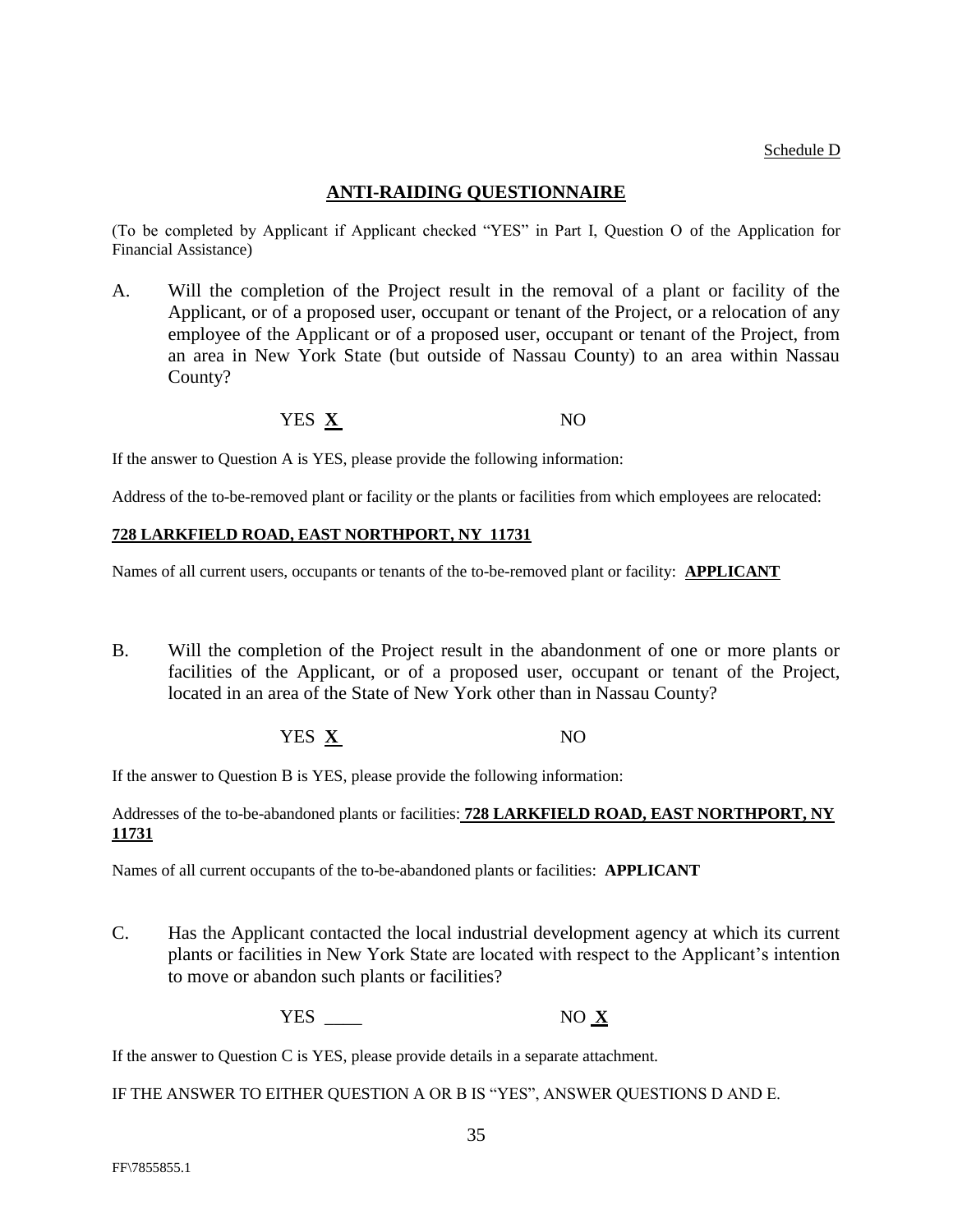Schedule D

## ANTI-RAIDING QUESTIONNAIRE

(To be completed by Applicant if Applicant checked "YES" in Part I, Question O of the Application for Financial Assistance)

A. Will the completion of the Project result in the removal of a plant or facility of the Applicant, or of a proposed user, occupant or tenant of the Project, or a relocation of any employee of the Applicant or of a proposed user, occupant or tenant of the Project, from an area in New York State (but outside of Nassau County) to an area within Nassau County?

YES **X** NO

If the answer to Question A is YES, please provide the following information:

Address of the to-be-removed plant or facility or the plants or facilities from which employees are relocated:

**728 LARKFIELD ROAD, EAST NORTHPORT, NY 11731**

Names of all current users, occupants or tenants of the to-be-removed plant or facility: **APPLICANT**

B. Will the completion of the Project result in the abandonment of one or more plants or facilities of the Applicant, or of a proposed user, occupant or tenant of the Project, located in an area of the State of New York other than in Nassau County?

YES **X** NO

If the answer to Question B is YES, please provide the following information:

Addresses of the to-be-abandoned plants or facilities: **728 LARKFIELD ROAD, EAST NORTHPORT, NY 11731**

Names of all current occupants of the to-be-abandoned plants or facilities: **APPLICANT**

C. Has the Applicant contacted the local industrial development agency at which its current plants or facilities in New York State are located with respect to the Applicant's intention to move or abandon such plants or facilities?

YES ____ NO **X**

If the answer to Question C is YES, please provide details in a separate attachment.

IF THE ANSWER TO EITHER QUESTION A OR B IS "YES", ANSWER QUESTIONS D AND E.

FF\7855855.1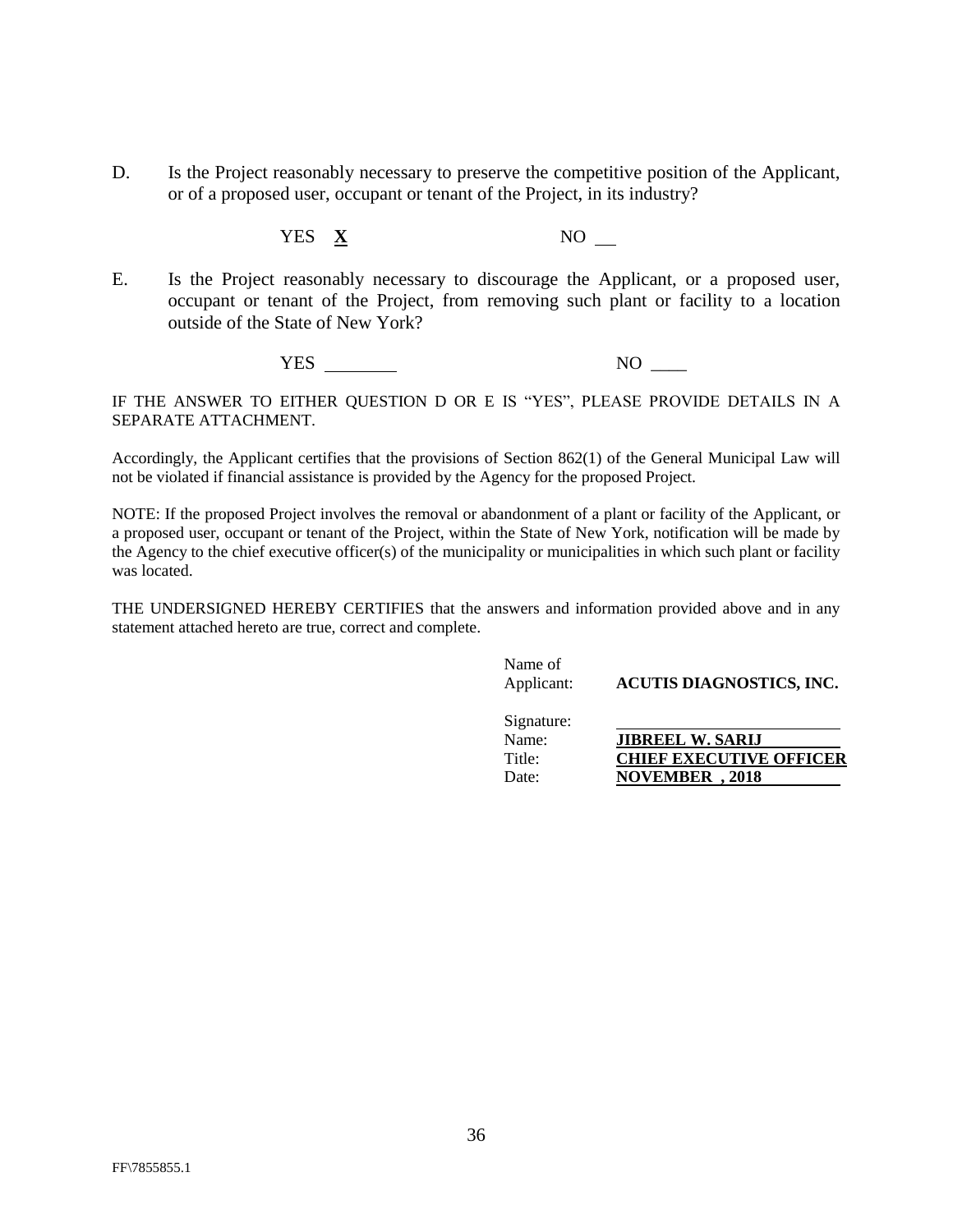D. Is the Project reasonably necessary to preserve the competitive position of the Applicant, or of a proposed user, occupant or tenant of the Project, in its industry?

YES **X** NO \_\_

E. Is the Project reasonably necessary to discourage the Applicant, or a proposed user, occupant or tenant of the Project, from removing such plant or facility to a location outside of the State of New York?

YES \_\_\_\_\_\_\_\_ NO \_\_\_\_

IF THE ANSWER TO EITHER QUESTION D OR E IS "YES", PLEASE PROVIDE DETAILS IN A SEPARATE ATTACHMENT.

Accordingly, the Applicant certifies that the provisions of Section 862(1) of the General Municipal Law will not be violated if financial assistance is provided by the Agency for the proposed Project.

NOTE: If the proposed Project involves the removal or abandonment of a plant or facility of the Applicant, or a proposed user, occupant or tenant of the Project, within the State of New York, notification will be made by the Agency to the chief executive officer(s) of the municipality or municipalities in which such plant or facility was located.

THE UNDERSIGNED HEREBY CERTIFIES that the answers and information provided above and in any statement attached hereto are true, correct and complete.

Name of Applicant: **ACUTIS DIAGNOSTICS, INC.**

Signature: \_\_\_\_\_\_\_\_\_\_\_\_\_\_\_\_\_\_\_\_\_\_\_\_

Name: **JIBREEL W. SARIJ**

Title: **CHIEF EXECUTIVE OFFICER**

Date: **NOVEMBER , 2018**

FF\7855855.1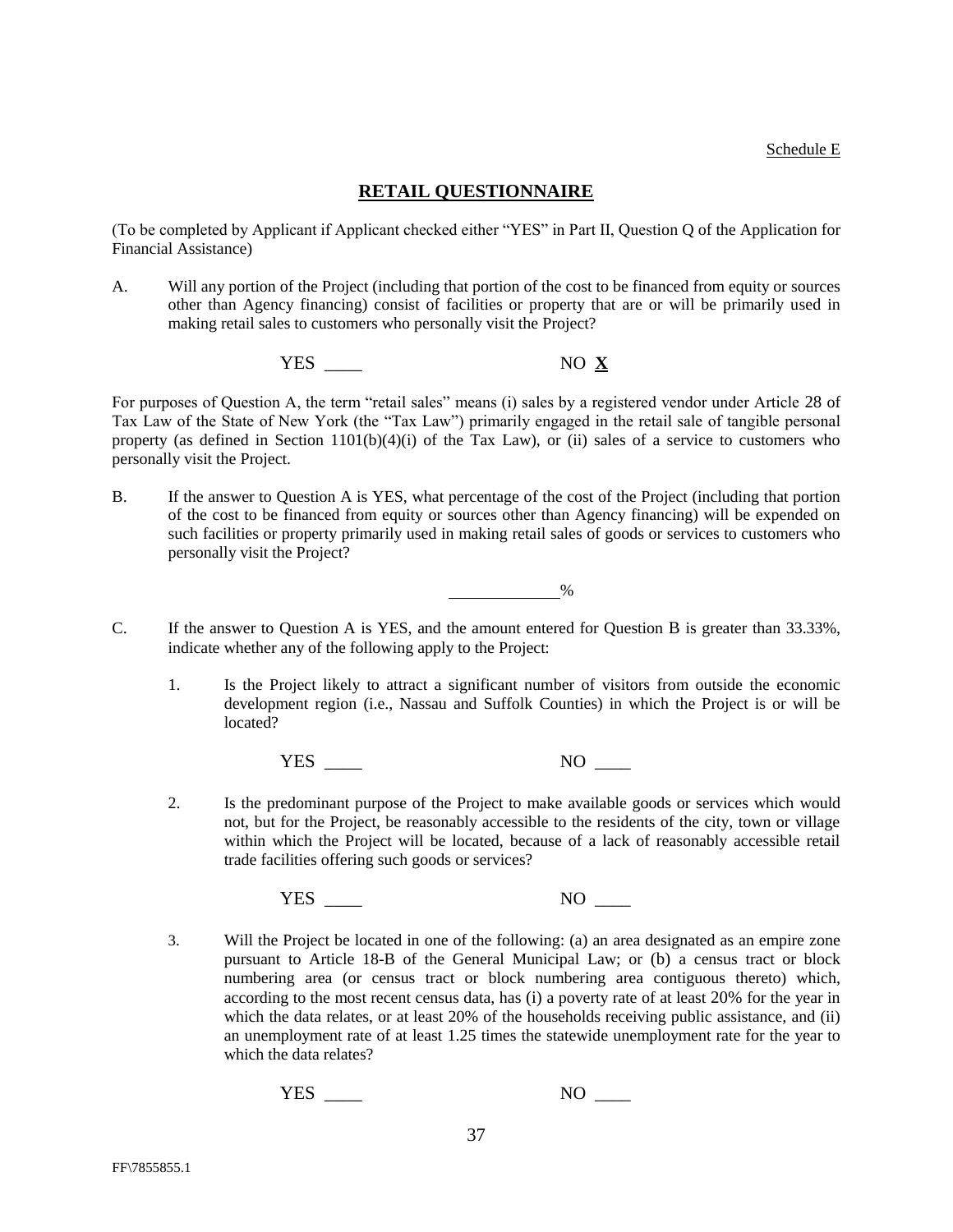Schedule E

# RETAIL QUESTIONNAIRE

(To be completed by Applicant if Applicant checked either "YES" in Part II, Question Q of the Application for Financial Assistance)

A. Will any portion of the Project (including that portion of the cost to be financed from equity or sources other than Agency financing) consist of facilities or property that are or will be primarily used in making retail sales to customers who personally visit the Project?

YES ____ NO **X**

For purposes of Question A, the term "retail sales" means (i) sales by a registered vendor under Article 28 of Tax Law of the State of New York (the "Tax Law") primarily engaged in the retail sale of tangible personal property (as defined in Section 1101(b)(4)(i) of the Tax Law), or (ii) sales of a service to customers who personally visit the Project.

B. If the answer to Question A is YES, what percentage of the cost of the Project (including that portion of the cost to be financed from equity or sources other than Agency financing) will be expended on such facilities or property primarily used in making retail sales of goods or services to customers who personally visit the Project?

____________%

C. If the answer to Question A is YES, and the amount entered for Question B is greater than 33.33%, indicate whether any of the following apply to the Project:

1. Is the Project likely to attract a significant number of visitors from outside the economic development region (i.e., Nassau and Suffolk Counties) in which the Project is or will be located?

   YES ____ NO ____

2. Is the predominant purpose of the Project to make available goods or services which would not, but for the Project, be reasonably accessible to the residents of the city, town or village within which the Project will be located, because of a lack of reasonably accessible retail trade facilities offering such goods or services?

   YES ____ NO ____

3. Will the Project be located in one of the following: (a) an area designated as an empire zone pursuant to Article 18-B of the General Municipal Law; or (b) a census tract or block numbering area (or census tract or block numbering area contiguous thereto) which, according to the most recent census data, has (i) a poverty rate of at least 20% for the year in which the data relates, or at least 20% of the households receiving public assistance, and (ii) an unemployment rate of at least 1.25 times the statewide unemployment rate for the year to which the data relates?

   YES ____ NO ____

FF\7855855.1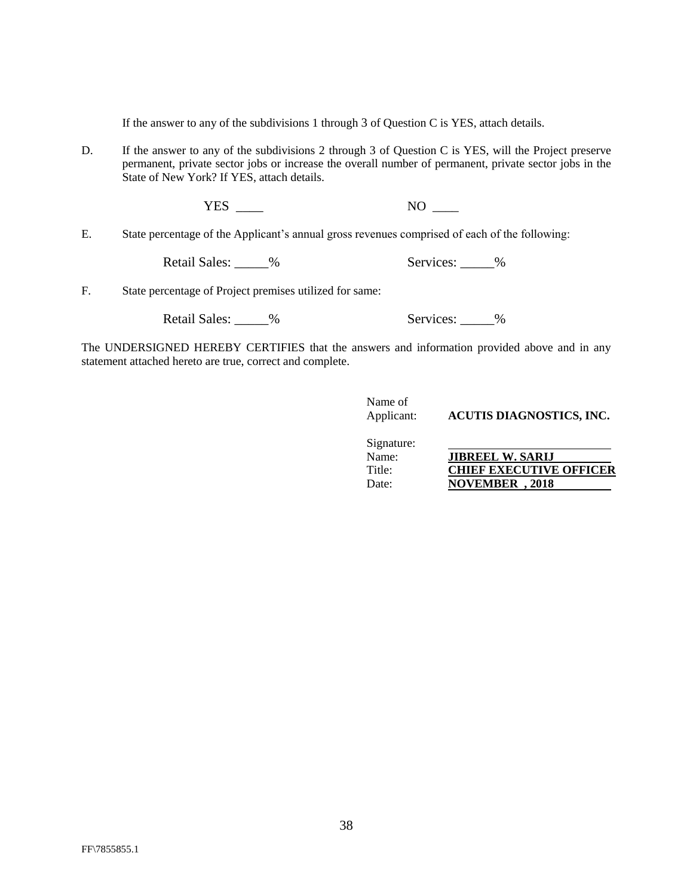If the answer to any of the subdivisions 1 through 3 of Question C is YES, attach details.

D. If the answer to any of the subdivisions 2 through 3 of Question C is YES, will the Project preserve permanent, private sector jobs or increase the overall number of permanent, private sector jobs in the State of New York? If YES, attach details.

YES ____ NO ____

E. State percentage of the Applicant's annual gross revenues comprised of each of the following:

Retail Sales: _____% Services: _____%

F. State percentage of Project premises utilized for same:

Retail Sales: _____% Services: _____%

The UNDERSIGNED HEREBY CERTIFIES that the answers and information provided above and in any statement attached hereto are true, correct and complete.

Name of Applicant: **ACUTIS DIAGNOSTICS, INC.**

Signature: ________________________
Name: **JIBREEL W. SARIJ**
Title: **CHIEF EXECUTIVE OFFICER**
Date: **NOVEMBER , 2018**

FF\7855855.1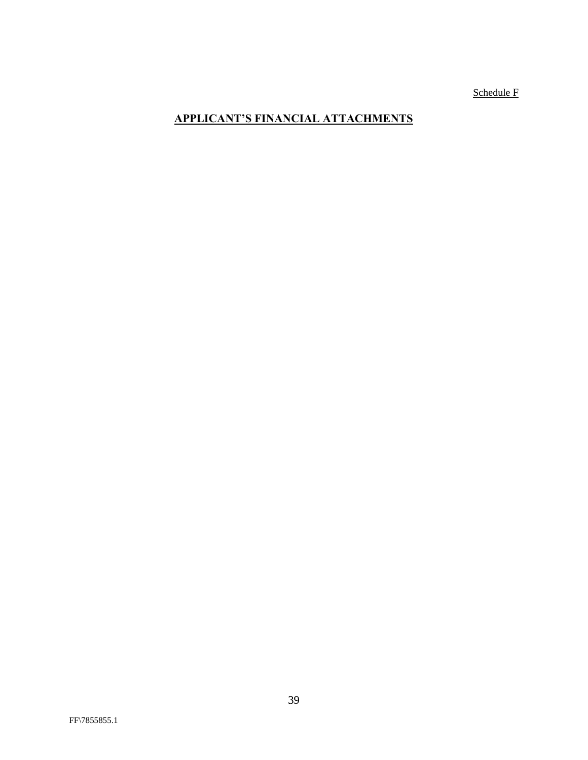Schedule F

# APPLICANT'S FINANCIAL ATTACHMENTS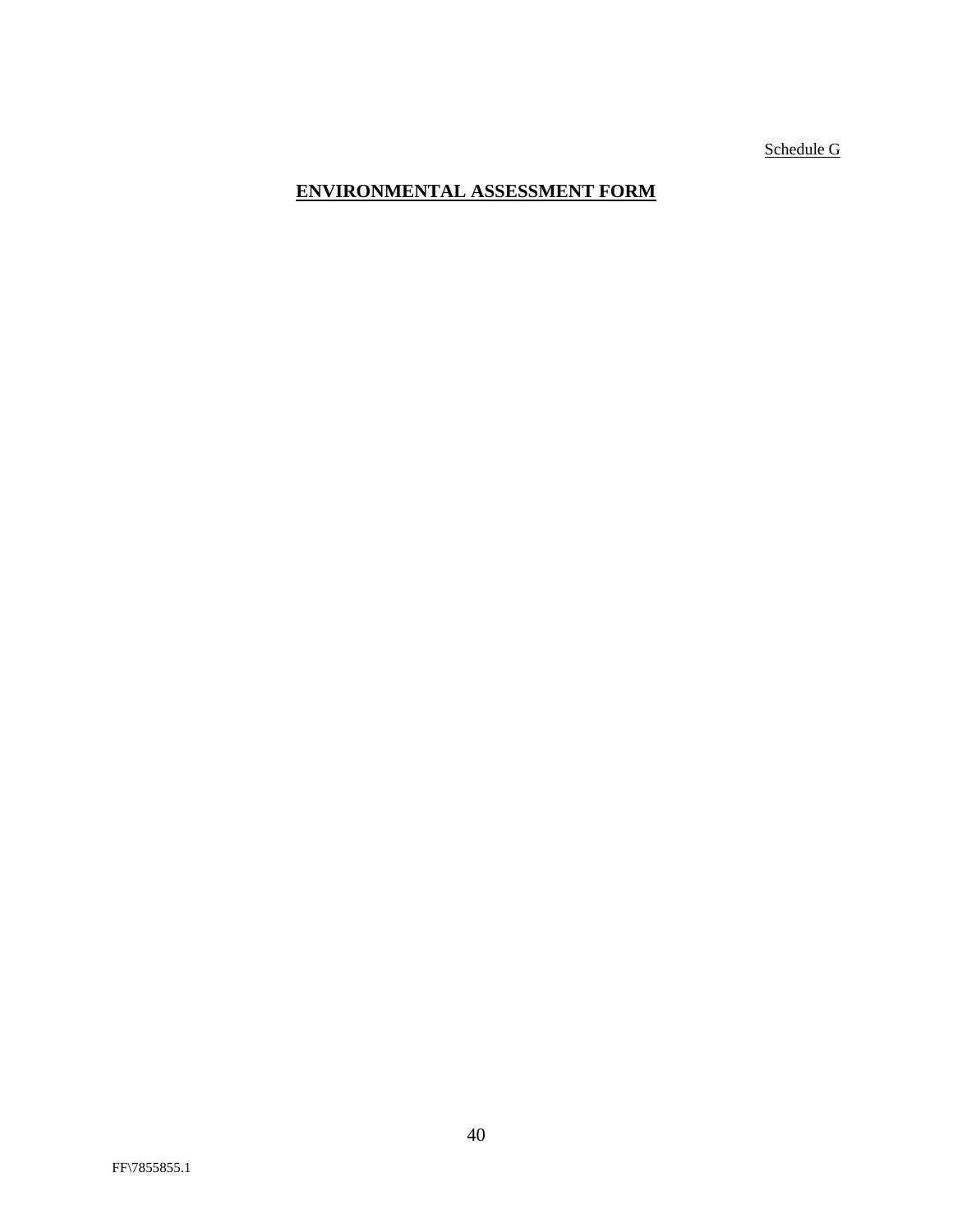Schedule G

# ENVIRONMENTAL ASSESSMENT FORM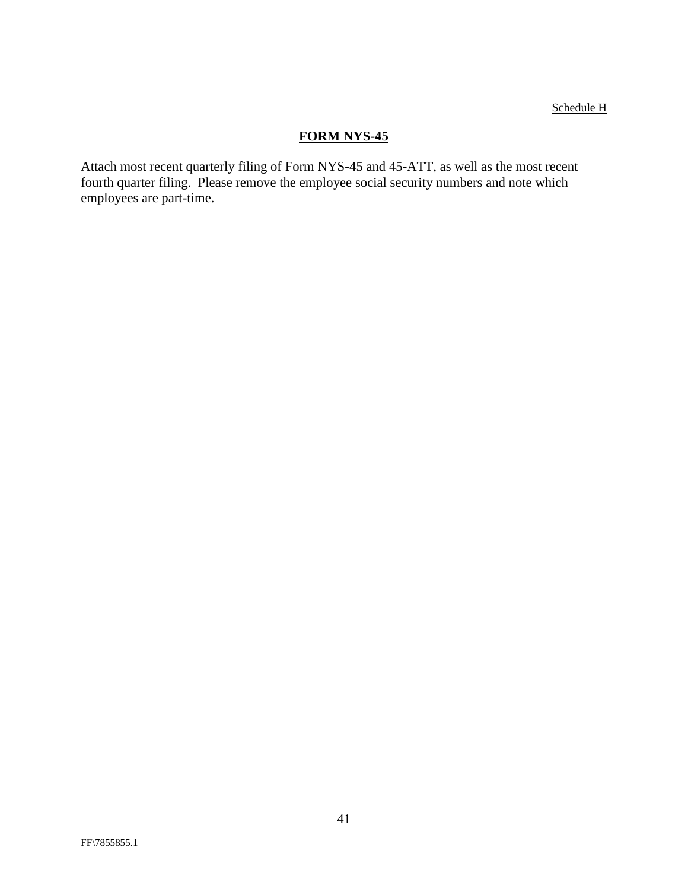Schedule H

## FORM NYS-45

Attach most recent quarterly filing of Form NYS-45 and 45-ATT, as well as the most recent fourth quarter filing. Please remove the employee social security numbers and note which employees are part-time.

FF\7855855.1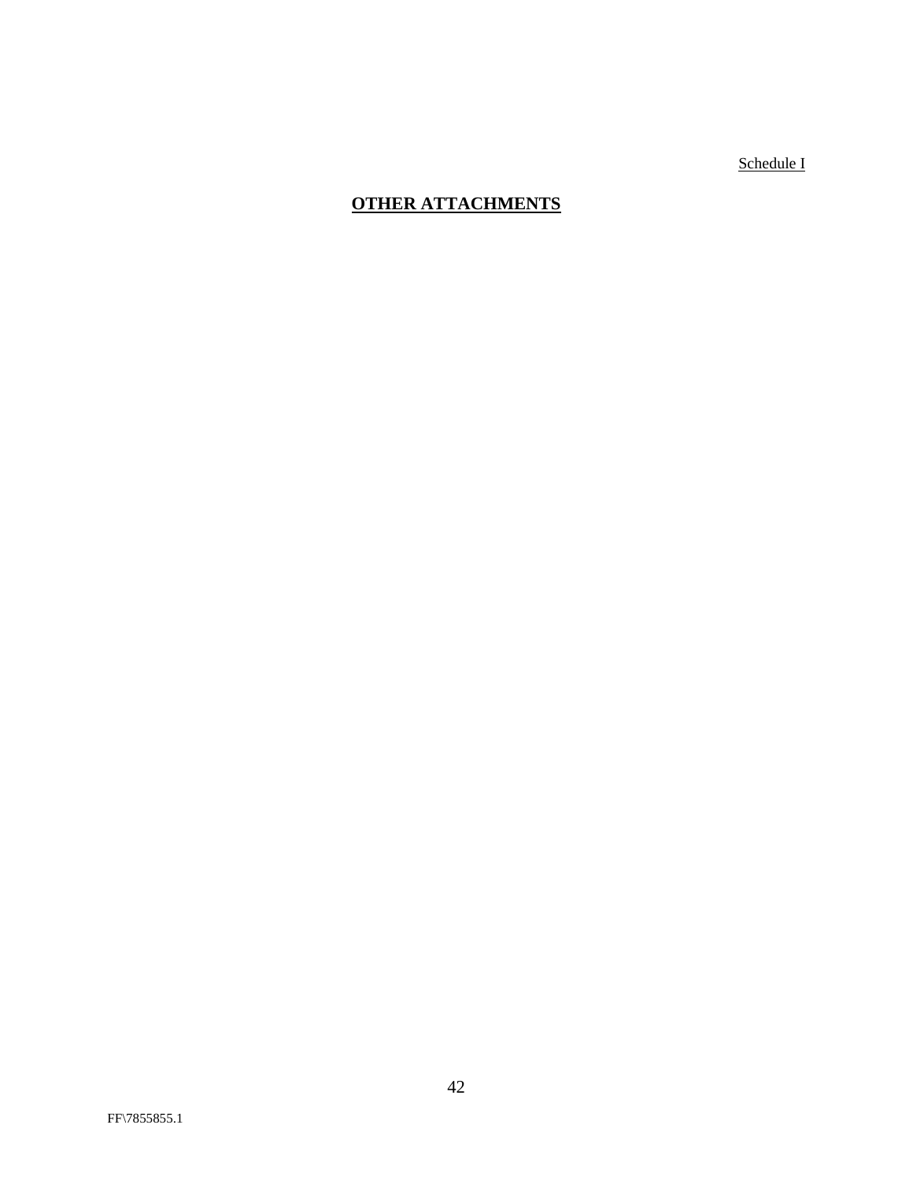Schedule I

# OTHER ATTACHMENTS

FF\7855855.1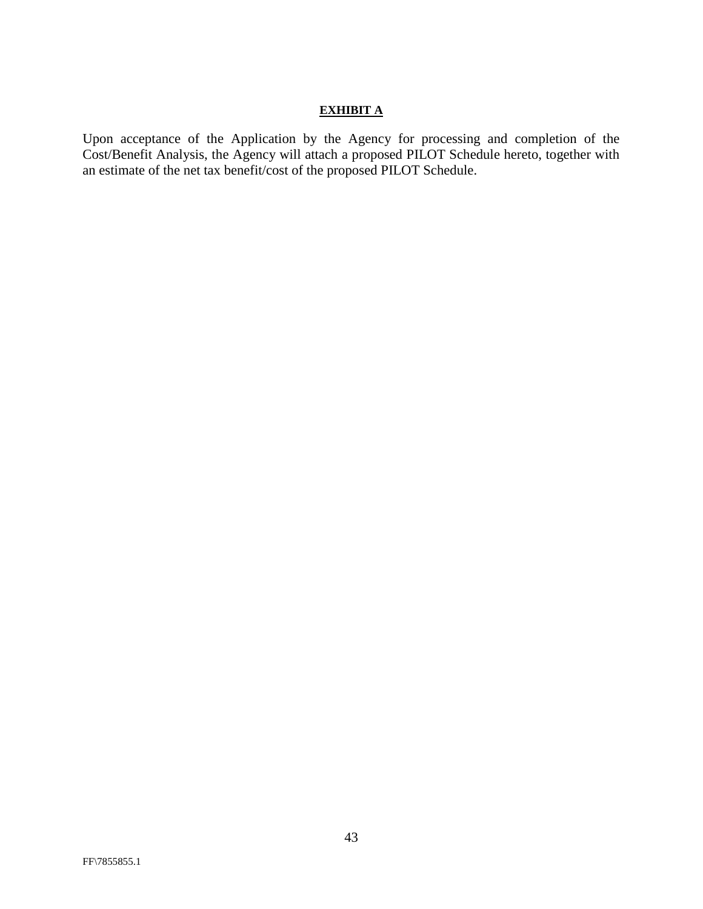**EXHIBIT A**

Upon acceptance of the Application by the Agency for processing and completion of the Cost/Benefit Analysis, the Agency will attach a proposed PILOT Schedule hereto, together with an estimate of the net tax benefit/cost of the proposed PILOT Schedule.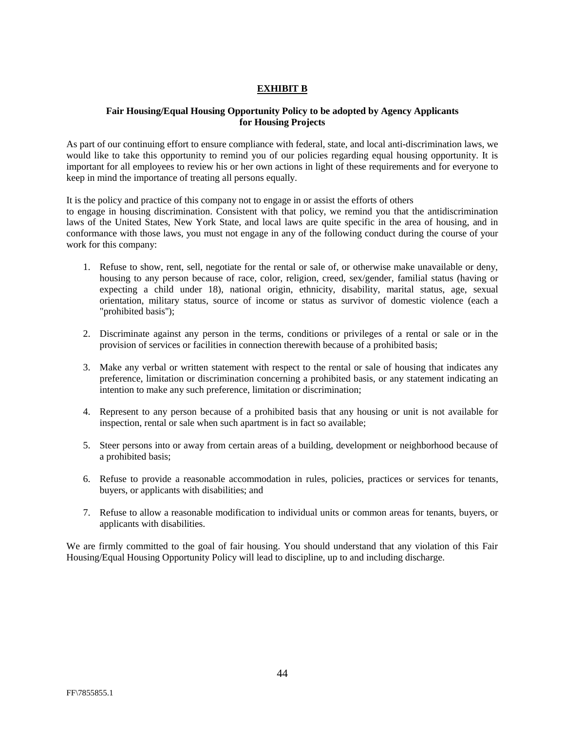## EXHIBIT B

### Fair Housing/Equal Housing Opportunity Policy to be adopted by Agency Applicants for Housing Projects

As part of our continuing effort to ensure compliance with federal, state, and local anti-discrimination laws, we would like to take this opportunity to remind you of our policies regarding equal housing opportunity. It is important for all employees to review his or her own actions in light of these requirements and for everyone to keep in mind the importance of treating all persons equally.

It is the policy and practice of this company not to engage in or assist the efforts of others to engage in housing discrimination. Consistent with that policy, we remind you that the antidiscrimination laws of the United States, New York State, and local laws are quite specific in the area of housing, and in conformance with those laws, you must not engage in any of the following conduct during the course of your work for this company:

1. Refuse to show, rent, sell, negotiate for the rental or sale of, or otherwise make unavailable or deny, housing to any person because of race, color, religion, creed, sex/gender, familial status (having or expecting a child under 18), national origin, ethnicity, disability, marital status, age, sexual orientation, military status, source of income or status as survivor of domestic violence (each a "prohibited basis");

2. Discriminate against any person in the terms, conditions or privileges of a rental or sale or in the provision of services or facilities in connection therewith because of a prohibited basis;

3. Make any verbal or written statement with respect to the rental or sale of housing that indicates any preference, limitation or discrimination concerning a prohibited basis, or any statement indicating an intention to make any such preference, limitation or discrimination;

4. Represent to any person because of a prohibited basis that any housing or unit is not available for inspection, rental or sale when such apartment is in fact so available;

5. Steer persons into or away from certain areas of a building, development or neighborhood because of a prohibited basis;

6. Refuse to provide a reasonable accommodation in rules, policies, practices or services for tenants, buyers, or applicants with disabilities; and

7. Refuse to allow a reasonable modification to individual units or common areas for tenants, buyers, or applicants with disabilities.

We are firmly committed to the goal of fair housing. You should understand that any violation of this Fair Housing/Equal Housing Opportunity Policy will lead to discipline, up to and including discharge.

FF\7855855.1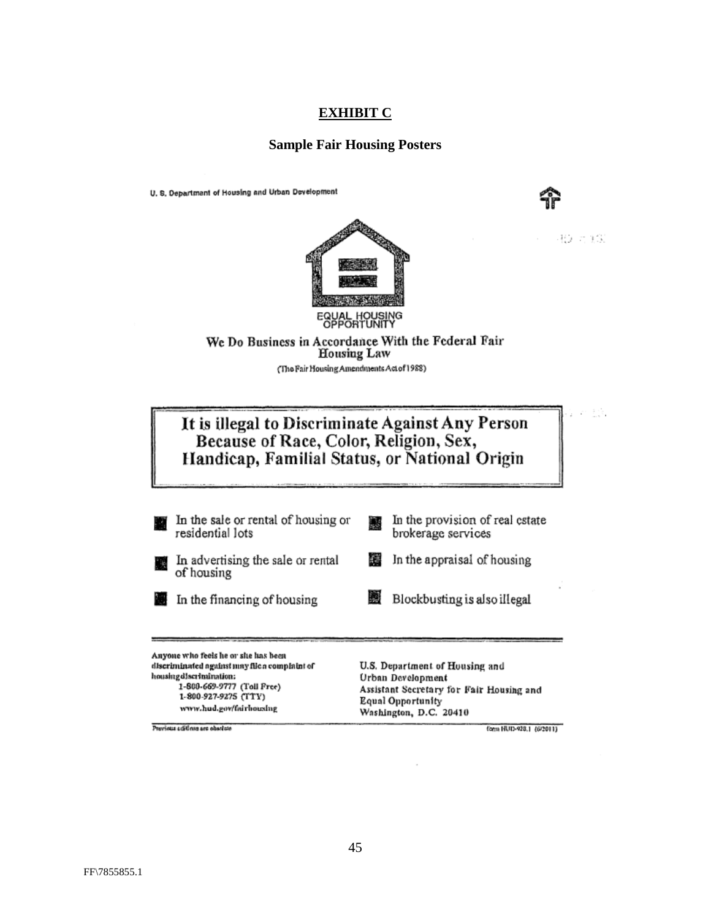# EXHIBIT C

## Sample Fair Housing Posters

U. S. Department of Housing and Urban Development

EQUAL HOUSING OPPORTUNITY

We Do Business in Accordance With the Federal Fair Housing Law

(The Fair Housing Amendments Act of 1988)

**It is illegal to Discriminate Against Any Person Because of Race, Color, Religion, Sex, Handicap, Familial Status, or National Origin**

- In the sale or rental of housing or residential lots
- In advertising the sale or rental of housing
- In the financing of housing
- In the provision of real estate brokerage services
- In the appraisal of housing
- Blockbusting is also illegal

Anyone who feels he or she has been discriminated against may file a complaint of housing discrimination:
1-800-669-9777 (Toll Free)
1-800-927-9275 (TTY)
www.hud.gov/fairhousing

U.S. Department of Housing and Urban Development
Assistant Secretary for Fair Housing and Equal Opportunity
Washington, D.C. 20410

Previous editions are obsolete

form HUD-928.1 (6/2011)

FF\7855855.1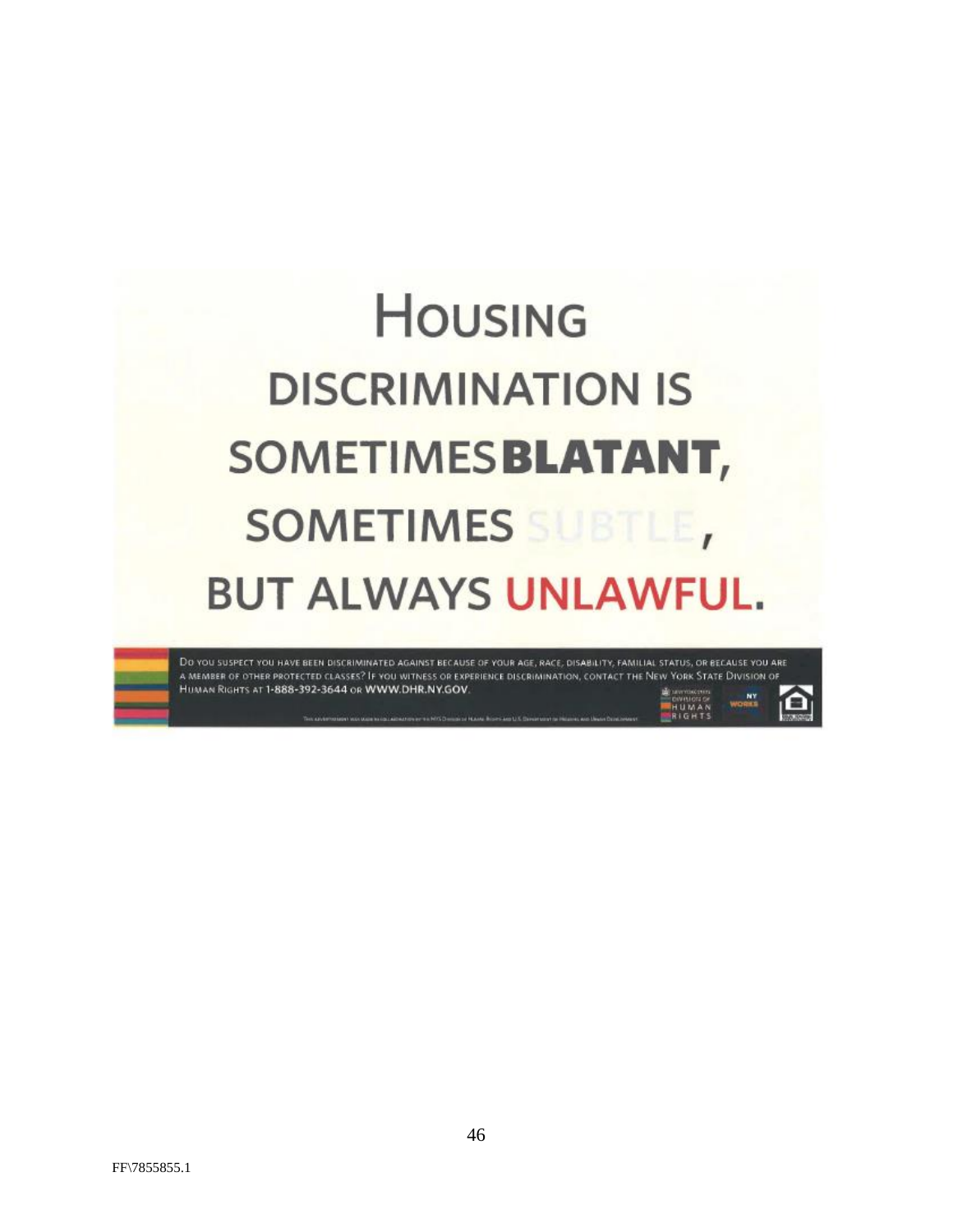# HOUSING DISCRIMINATION IS SOMETIMES **BLATANT**, SOMETIMES SUBTLE, BUT ALWAYS UNLAWFUL.

DO YOU SUSPECT YOU HAVE BEEN DISCRIMINATED AGAINST BECAUSE OF YOUR AGE, RACE, DISABILITY, FAMILIAL STATUS, OR BECAUSE YOU ARE A MEMBER OF OTHER PROTECTED CLASSES? IF YOU WITNESS OR EXPERIENCE DISCRIMINATION, CONTACT THE NEW YORK STATE DIVISION OF HUMAN RIGHTS AT **1-888-392-3644** OR **WWW.DHR.NY.GOV**.

NEW YORK STATE DIVISION OF HUMAN RIGHTS

NY WORKS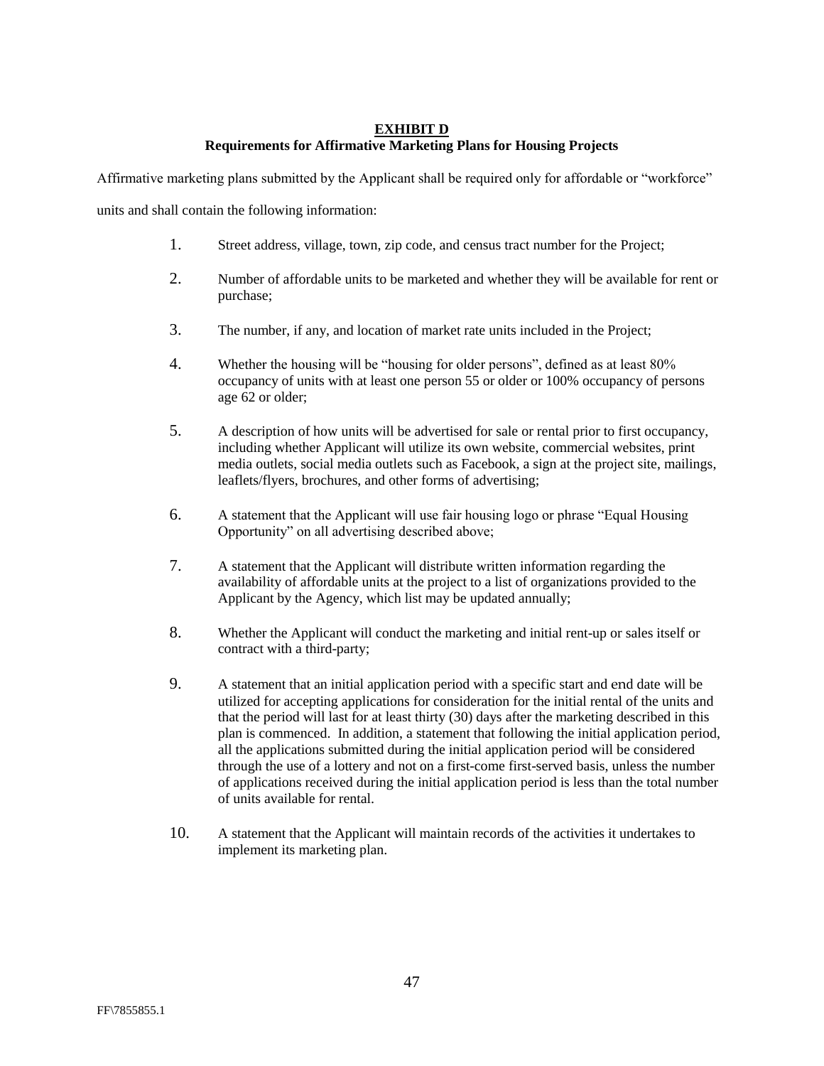## EXHIBIT D

**Requirements for Affirmative Marketing Plans for Housing Projects**

Affirmative marketing plans submitted by the Applicant shall be required only for affordable or "workforce" units and shall contain the following information:

1. Street address, village, town, zip code, and census tract number for the Project;

2. Number of affordable units to be marketed and whether they will be available for rent or purchase;

3. The number, if any, and location of market rate units included in the Project;

4. Whether the housing will be "housing for older persons", defined as at least 80% occupancy of units with at least one person 55 or older or 100% occupancy of persons age 62 or older;

5. A description of how units will be advertised for sale or rental prior to first occupancy, including whether Applicant will utilize its own website, commercial websites, print media outlets, social media outlets such as Facebook, a sign at the project site, mailings, leaflets/flyers, brochures, and other forms of advertising;

6. A statement that the Applicant will use fair housing logo or phrase "Equal Housing Opportunity" on all advertising described above;

7. A statement that the Applicant will distribute written information regarding the availability of affordable units at the project to a list of organizations provided to the Applicant by the Agency, which list may be updated annually;

8. Whether the Applicant will conduct the marketing and initial rent-up or sales itself or contract with a third-party;

9. A statement that an initial application period with a specific start and end date will be utilized for accepting applications for consideration for the initial rental of the units and that the period will last for at least thirty (30) days after the marketing described in this plan is commenced. In addition, a statement that following the initial application period, all the applications submitted during the initial application period will be considered through the use of a lottery and not on a first-come first-served basis, unless the number of applications received during the initial application period is less than the total number of units available for rental.

10. A statement that the Applicant will maintain records of the activities it undertakes to implement its marketing plan.

FF\7855855.1